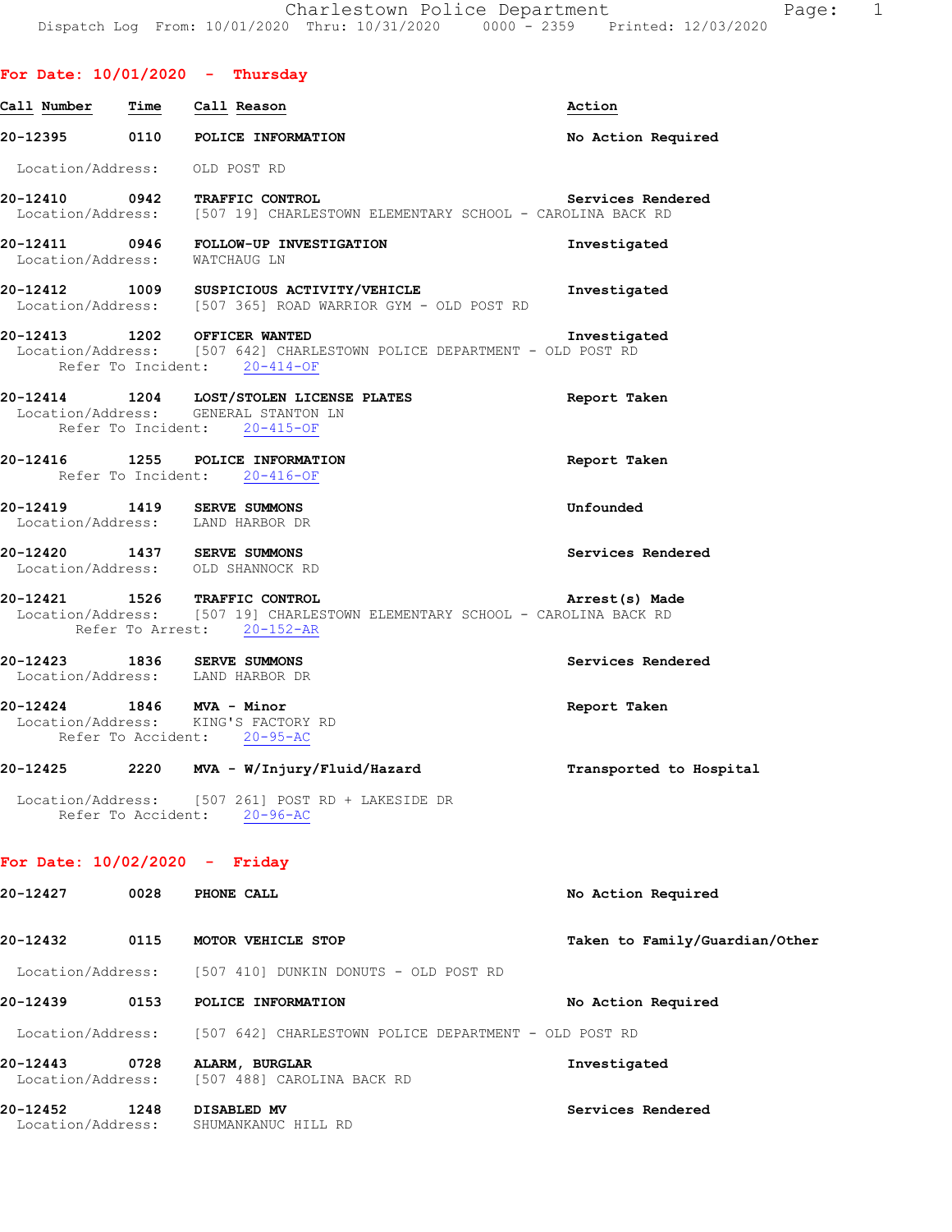Charlestown Police Department
Dispatch Log From: 10/01/2020 Thru: 10/31/2020 0000 - 2359 Printed: 12/03/2020

## For Date: 10/01/2020 - Thursday

| Call Number | Time | Call Reason | Action |
|---|---|---|---|
| 20-12395 | 0110 | POLICE INFORMATION | No Action Required |

Location/Address: OLD POST RD

**20-12410 0942 TRAFFIC CONTROL** — Services Rendered
Location/Address: [507 19] CHARLESTOWN ELEMENTARY SCHOOL - CAROLINA BACK RD

**20-12411 0946 FOLLOW-UP INVESTIGATION** — Investigated
Location/Address: WATCHAUG LN

**20-12412 1009 SUSPICIOUS ACTIVITY/VEHICLE** — Investigated
Location/Address: [507 365] ROAD WARRIOR GYM - OLD POST RD

**20-12413 1202 OFFICER WANTED** — Investigated
Location/Address: [507 642] CHARLESTOWN POLICE DEPARTMENT - OLD POST RD
Refer To Incident: 20-414-OF

**20-12414 1204 LOST/STOLEN LICENSE PLATES** — Report Taken
Location/Address: GENERAL STANTON LN
Refer To Incident: 20-415-OF

**20-12416 1255 POLICE INFORMATION** — Report Taken
Refer To Incident: 20-416-OF

**20-12419 1419 SERVE SUMMONS** — Unfounded
Location/Address: LAND HARBOR DR

**20-12420 1437 SERVE SUMMONS** — Services Rendered
Location/Address: OLD SHANNOCK RD

**20-12421 1526 TRAFFIC CONTROL** — Arrest(s) Made
Location/Address: [507 19] CHARLESTOWN ELEMENTARY SCHOOL - CAROLINA BACK RD
Refer To Arrest: 20-152-AR

**20-12423 1836 SERVE SUMMONS** — Services Rendered
Location/Address: LAND HARBOR DR

**20-12424 1846 MVA - Minor** — Report Taken
Location/Address: KING'S FACTORY RD
Refer To Accident: 20-95-AC

**20-12425 2220 MVA - W/Injury/Fluid/Hazard** — Transported to Hospital
Location/Address: [507 261] POST RD + LAKESIDE DR
Refer To Accident: 20-96-AC

## For Date: 10/02/2020 - Friday

**20-12427 0028 PHONE CALL** — No Action Required

**20-12432 0115 MOTOR VEHICLE STOP** — Taken to Family/Guardian/Other
Location/Address: [507 410] DUNKIN DONUTS - OLD POST RD

**20-12439 0153 POLICE INFORMATION** — No Action Required
Location/Address: [507 642] CHARLESTOWN POLICE DEPARTMENT - OLD POST RD

**20-12443 0728 ALARM, BURGLAR** — Investigated
Location/Address: [507 488] CAROLINA BACK RD

**20-12452 1248 DISABLED MV** — Services Rendered
Location/Address: SHUMANKANUC HILL RD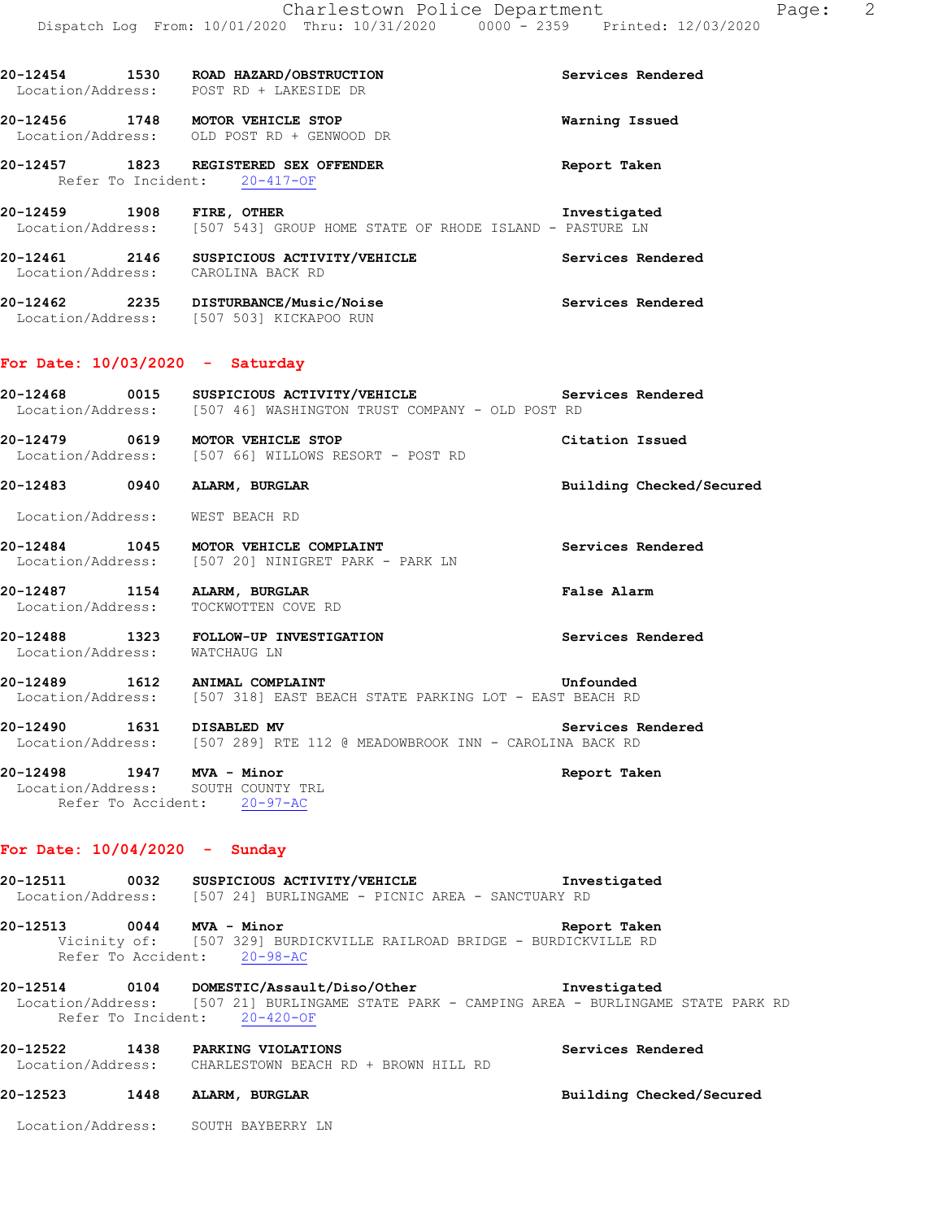20-12454 1530 **ROAD HAZARD/OBSTRUCTION** **Services Rendered**
Location/Address: POST RD + LAKESIDE DR

20-12456 1748 **MOTOR VEHICLE STOP** **Warning Issued**
Location/Address: OLD POST RD + GENWOOD DR

20-12457 1823 **REGISTERED SEX OFFENDER** **Report Taken**
Refer To Incident: 20-417-OF

20-12459 1908 **FIRE, OTHER** **Investigated**
Location/Address: [507 543] GROUP HOME STATE OF RHODE ISLAND - PASTURE LN

20-12461 2146 **SUSPICIOUS ACTIVITY/VEHICLE** **Services Rendered**
Location/Address: CAROLINA BACK RD

20-12462 2235 **DISTURBANCE/Music/Noise** **Services Rendered**
Location/Address: [507 503] KICKAPOO RUN

## For Date: 10/03/2020 - Saturday

20-12468 0015 **SUSPICIOUS ACTIVITY/VEHICLE** **Services Rendered**
Location/Address: [507 46] WASHINGTON TRUST COMPANY - OLD POST RD

20-12479 0619 **MOTOR VEHICLE STOP** **Citation Issued**
Location/Address: [507 66] WILLOWS RESORT - POST RD

20-12483 0940 **ALARM, BURGLAR** **Building Checked/Secured**
Location/Address: WEST BEACH RD

20-12484 1045 **MOTOR VEHICLE COMPLAINT** **Services Rendered**
Location/Address: [507 20] NINIGRET PARK - PARK LN

20-12487 1154 **ALARM, BURGLAR** **False Alarm**
Location/Address: TOCKWOTTEN COVE RD

20-12488 1323 **FOLLOW-UP INVESTIGATION** **Services Rendered**
Location/Address: WATCHAUG LN

20-12489 1612 **ANIMAL COMPLAINT** **Unfounded**
Location/Address: [507 318] EAST BEACH STATE PARKING LOT - EAST BEACH RD

20-12490 1631 **DISABLED MV** **Services Rendered**
Location/Address: [507 289] RTE 112 @ MEADOWBROOK INN - CAROLINA BACK RD

20-12498 1947 **MVA - Minor** **Report Taken**
Location/Address: SOUTH COUNTY TRL
Refer To Accident: 20-97-AC

## For Date: 10/04/2020 - Sunday

20-12511 0032 **SUSPICIOUS ACTIVITY/VEHICLE** **Investigated**
Location/Address: [507 24] BURLINGAME - PICNIC AREA - SANCTUARY RD

20-12513 0044 **MVA - Minor** **Report Taken**
Vicinity of: [507 329] BURDICKVILLE RAILROAD BRIDGE - BURDICKVILLE RD
Refer To Accident: 20-98-AC

20-12514 0104 **DOMESTIC/Assault/Diso/Other** **Investigated**
Location/Address: [507 21] BURLINGAME STATE PARK - CAMPING AREA - BURLINGAME STATE PARK RD
Refer To Incident: 20-420-OF

20-12522 1438 **PARKING VIOLATIONS** **Services Rendered**
Location/Address: CHARLESTOWN BEACH RD + BROWN HILL RD

20-12523 1448 **ALARM, BURGLAR** **Building Checked/Secured**
Location/Address: SOUTH BAYBERRY LN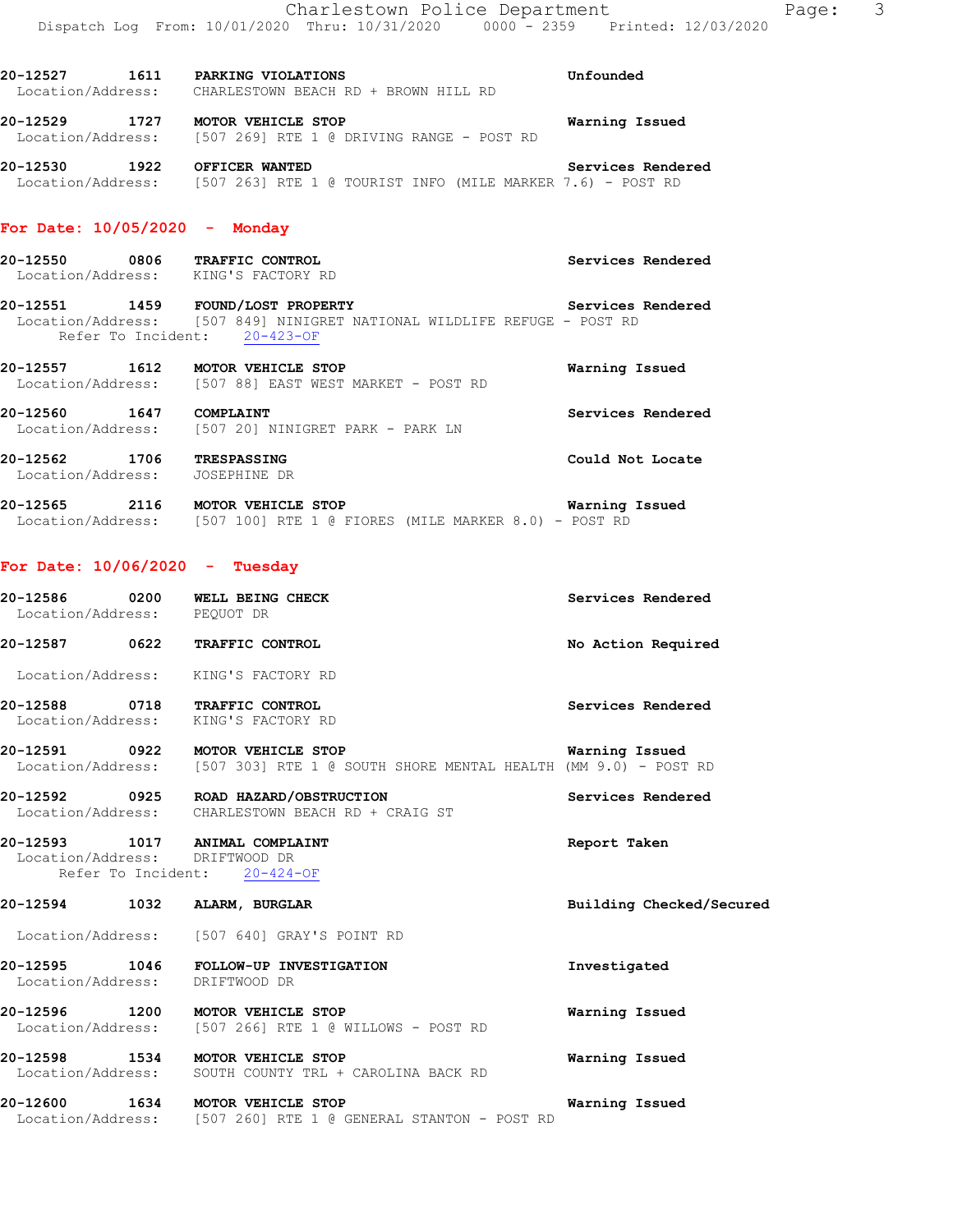20-12527 1611 **PARKING VIOLATIONS** **Unfounded**
Location/Address: CHARLESTOWN BEACH RD + BROWN HILL RD

20-12529 1727 **MOTOR VEHICLE STOP** **Warning Issued**
Location/Address: [507 269] RTE 1 @ DRIVING RANGE - POST RD

20-12530 1922 **OFFICER WANTED** **Services Rendered**
Location/Address: [507 263] RTE 1 @ TOURIST INFO (MILE MARKER 7.6) - POST RD

## For Date: 10/05/2020 - Monday

20-12550 0806 **TRAFFIC CONTROL** **Services Rendered**
Location/Address: KING'S FACTORY RD

20-12551 1459 **FOUND/LOST PROPERTY** **Services Rendered**
Location/Address: [507 849] NINIGRET NATIONAL WILDLIFE REFUGE - POST RD
Refer To Incident: 20-423-OF

20-12557 1612 **MOTOR VEHICLE STOP** **Warning Issued**
Location/Address: [507 88] EAST WEST MARKET - POST RD

20-12560 1647 **COMPLAINT** **Services Rendered**
Location/Address: [507 20] NINIGRET PARK - PARK LN

20-12562 1706 **TRESPASSING** **Could Not Locate**
Location/Address: JOSEPHINE DR

20-12565 2116 **MOTOR VEHICLE STOP** **Warning Issued**
Location/Address: [507 100] RTE 1 @ FIORES (MILE MARKER 8.0) - POST RD

## For Date: 10/06/2020 - Tuesday

20-12586 0200 **WELL BEING CHECK** **Services Rendered**
Location/Address: PEQUOT DR

20-12587 0622 **TRAFFIC CONTROL** **No Action Required**
Location/Address: KING'S FACTORY RD

20-12588 0718 **TRAFFIC CONTROL** **Services Rendered**
Location/Address: KING'S FACTORY RD

20-12591 0922 **MOTOR VEHICLE STOP** **Warning Issued**
Location/Address: [507 303] RTE 1 @ SOUTH SHORE MENTAL HEALTH (MM 9.0) - POST RD

20-12592 0925 **ROAD HAZARD/OBSTRUCTION** **Services Rendered**
Location/Address: CHARLESTOWN BEACH RD + CRAIG ST

20-12593 1017 **ANIMAL COMPLAINT** **Report Taken**
Location/Address: DRIFTWOOD DR
Refer To Incident: 20-424-OF

20-12594 1032 **ALARM, BURGLAR** **Building Checked/Secured**
Location/Address: [507 640] GRAY'S POINT RD

20-12595 1046 **FOLLOW-UP INVESTIGATION** **Investigated**
Location/Address: DRIFTWOOD DR

20-12596 1200 **MOTOR VEHICLE STOP** **Warning Issued**
Location/Address: [507 266] RTE 1 @ WILLOWS - POST RD

20-12598 1534 **MOTOR VEHICLE STOP** **Warning Issued**
Location/Address: SOUTH COUNTY TRL + CAROLINA BACK RD

20-12600 1634 **MOTOR VEHICLE STOP** **Warning Issued**
Location/Address: [507 260] RTE 1 @ GENERAL STANTON - POST RD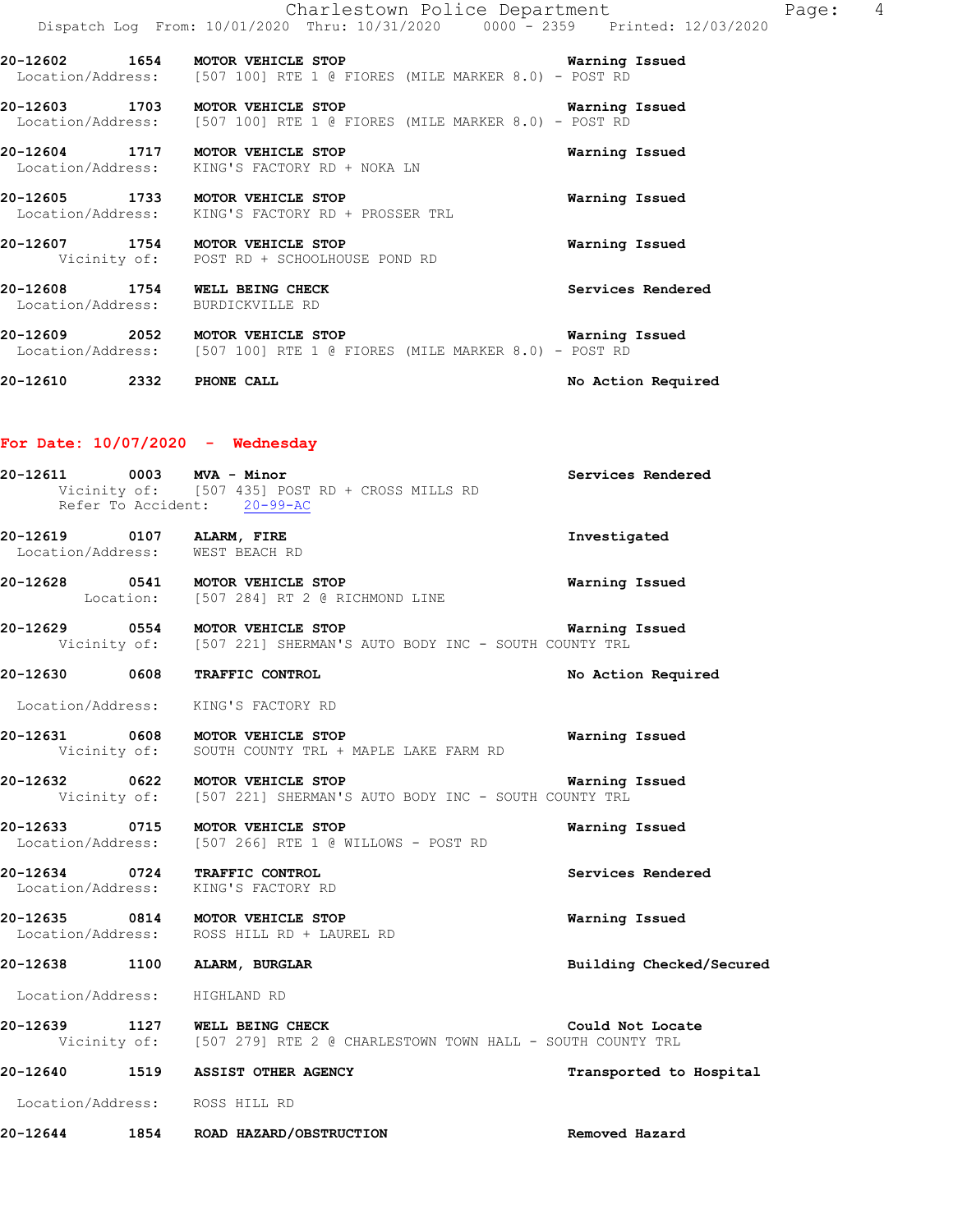20-12602 1654 **MOTOR VEHICLE STOP** Warning Issued
Location/Address: [507 100] RTE 1 @ FIORES (MILE MARKER 8.0) - POST RD

20-12603 1703 **MOTOR VEHICLE STOP** Warning Issued
Location/Address: [507 100] RTE 1 @ FIORES (MILE MARKER 8.0) - POST RD

20-12604 1717 **MOTOR VEHICLE STOP** Warning Issued
Location/Address: KING'S FACTORY RD + NOKA LN

20-12605 1733 **MOTOR VEHICLE STOP** Warning Issued
Location/Address: KING'S FACTORY RD + PROSSER TRL

20-12607 1754 **MOTOR VEHICLE STOP** Warning Issued
Vicinity of: POST RD + SCHOOLHOUSE POND RD

20-12608 1754 **WELL BEING CHECK** Services Rendered
Location/Address: BURDICKVILLE RD

20-12609 2052 **MOTOR VEHICLE STOP** Warning Issued
Location/Address: [507 100] RTE 1 @ FIORES (MILE MARKER 8.0) - POST RD

20-12610 2332 **PHONE CALL** No Action Required

## For Date: 10/07/2020 - Wednesday

20-12611 0003 **MVA - Minor** Services Rendered
Vicinity of: [507 435] POST RD + CROSS MILLS RD
Refer To Accident: 20-99-AC

20-12619 0107 **ALARM, FIRE** Investigated
Location/Address: WEST BEACH RD

20-12628 0541 **MOTOR VEHICLE STOP** Warning Issued
Location: [507 284] RT 2 @ RICHMOND LINE

20-12629 0554 **MOTOR VEHICLE STOP** Warning Issued
Vicinity of: [507 221] SHERMAN'S AUTO BODY INC - SOUTH COUNTY TRL

20-12630 0608 **TRAFFIC CONTROL** No Action Required
Location/Address: KING'S FACTORY RD

20-12631 0608 **MOTOR VEHICLE STOP** Warning Issued
Vicinity of: SOUTH COUNTY TRL + MAPLE LAKE FARM RD

20-12632 0622 **MOTOR VEHICLE STOP** Warning Issued
Vicinity of: [507 221] SHERMAN'S AUTO BODY INC - SOUTH COUNTY TRL

20-12633 0715 **MOTOR VEHICLE STOP** Warning Issued
Location/Address: [507 266] RTE 1 @ WILLOWS - POST RD

20-12634 0724 **TRAFFIC CONTROL** Services Rendered
Location/Address: KING'S FACTORY RD

20-12635 0814 **MOTOR VEHICLE STOP** Warning Issued
Location/Address: ROSS HILL RD + LAUREL RD

20-12638 1100 **ALARM, BURGLAR** Building Checked/Secured
Location/Address: HIGHLAND RD

20-12639 1127 **WELL BEING CHECK** Could Not Locate
Vicinity of: [507 279] RTE 2 @ CHARLESTOWN TOWN HALL - SOUTH COUNTY TRL

20-12640 1519 **ASSIST OTHER AGENCY** Transported to Hospital
Location/Address: ROSS HILL RD

20-12644 1854 **ROAD HAZARD/OBSTRUCTION** Removed Hazard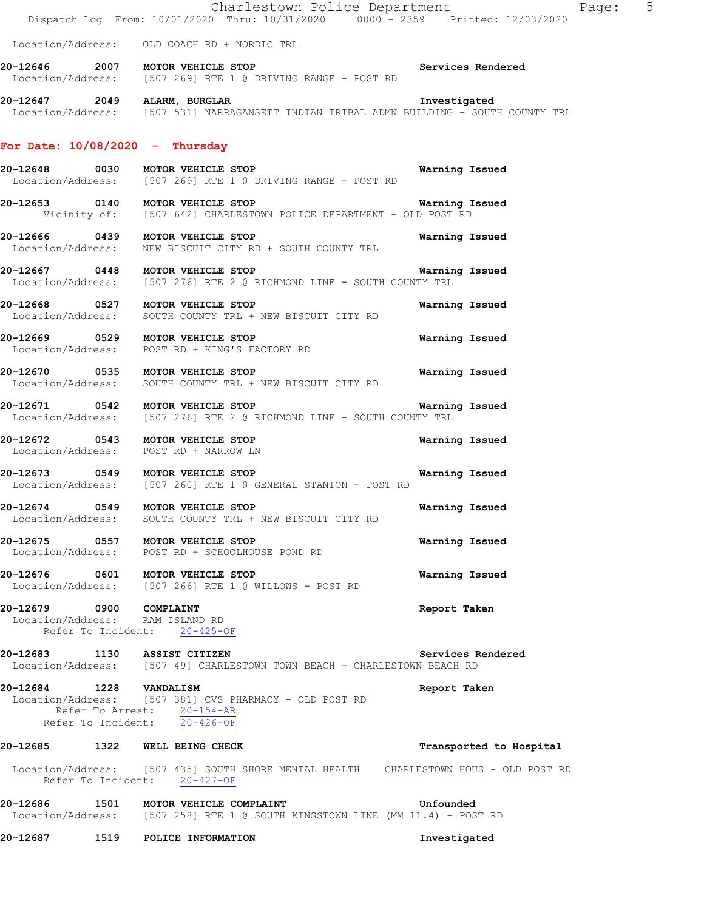Location/Address: OLD COACH RD + NORDIC TRL

**20-12646 2007 MOTOR VEHICLE STOP** — Services Rendered
Location/Address: [507 269] RTE 1 @ DRIVING RANGE - POST RD

**20-12647 2049 ALARM, BURGLAR** — Investigated
Location/Address: [507 531] NARRAGANSETT INDIAN TRIBAL ADMN BUILDING - SOUTH COUNTY TRL

## For Date: 10/08/2020 - Thursday

**20-12648 0030 MOTOR VEHICLE STOP** — Warning Issued
Location/Address: [507 269] RTE 1 @ DRIVING RANGE - POST RD

**20-12653 0140 MOTOR VEHICLE STOP** — Warning Issued
Vicinity of: [507 642] CHARLESTOWN POLICE DEPARTMENT - OLD POST RD

**20-12666 0439 MOTOR VEHICLE STOP** — Warning Issued
Location/Address: NEW BISCUIT CITY RD + SOUTH COUNTY TRL

**20-12667 0448 MOTOR VEHICLE STOP** — Warning Issued
Location/Address: [507 276] RTE 2 @ RICHMOND LINE - SOUTH COUNTY TRL

**20-12668 0527 MOTOR VEHICLE STOP** — Warning Issued
Location/Address: SOUTH COUNTY TRL + NEW BISCUIT CITY RD

**20-12669 0529 MOTOR VEHICLE STOP** — Warning Issued
Location/Address: POST RD + KING'S FACTORY RD

**20-12670 0535 MOTOR VEHICLE STOP** — Warning Issued
Location/Address: SOUTH COUNTY TRL + NEW BISCUIT CITY RD

**20-12671 0542 MOTOR VEHICLE STOP** — Warning Issued
Location/Address: [507 276] RTE 2 @ RICHMOND LINE - SOUTH COUNTY TRL

**20-12672 0543 MOTOR VEHICLE STOP** — Warning Issued
Location/Address: POST RD + NARROW LN

**20-12673 0549 MOTOR VEHICLE STOP** — Warning Issued
Location/Address: [507 260] RTE 1 @ GENERAL STANTON - POST RD

**20-12674 0549 MOTOR VEHICLE STOP** — Warning Issued
Location/Address: SOUTH COUNTY TRL + NEW BISCUIT CITY RD

**20-12675 0557 MOTOR VEHICLE STOP** — Warning Issued
Location/Address: POST RD + SCHOOLHOUSE POND RD

**20-12676 0601 MOTOR VEHICLE STOP** — Warning Issued
Location/Address: [507 266] RTE 1 @ WILLOWS - POST RD

**20-12679 0900 COMPLAINT** — Report Taken
Location/Address: RAM ISLAND RD
Refer To Incident: 20-425-OF

**20-12683 1130 ASSIST CITIZEN** — Services Rendered
Location/Address: [507 49] CHARLESTOWN TOWN BEACH - CHARLESTOWN BEACH RD

**20-12684 1228 VANDALISM** — Report Taken
Location/Address: [507 381] CVS PHARMACY - OLD POST RD
Refer To Arrest: 20-154-AR
Refer To Incident: 20-426-OF

**20-12685 1322 WELL BEING CHECK** — Transported to Hospital
Location/Address: [507 435] SOUTH SHORE MENTAL HEALTH CHARLESTOWN HOUS - OLD POST RD
Refer To Incident: 20-427-OF

**20-12686 1501 MOTOR VEHICLE COMPLAINT** — Unfounded
Location/Address: [507 258] RTE 1 @ SOUTH KINGSTOWN LINE (MM 11.4) - POST RD

**20-12687 1519 POLICE INFORMATION** — Investigated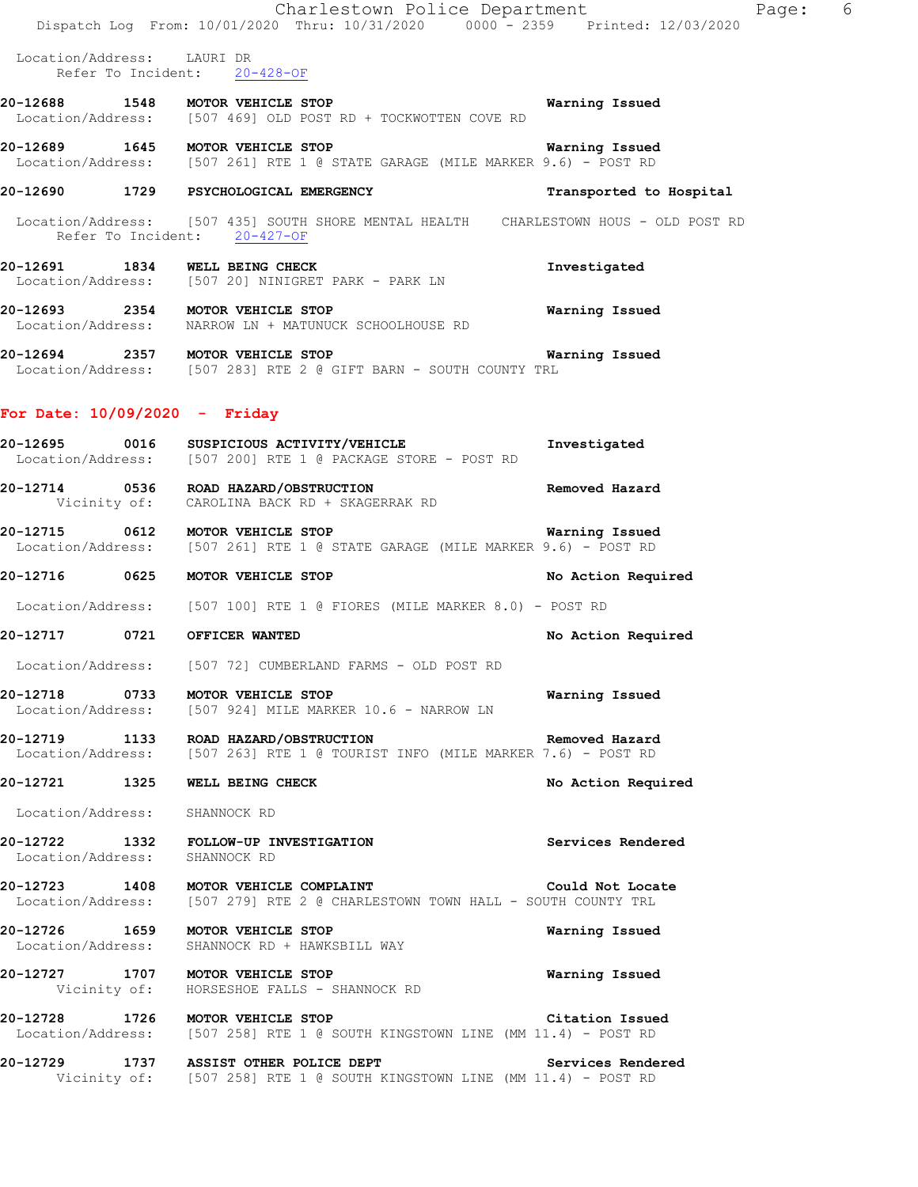Location/Address: LAURI DR
Refer To Incident: 20-428-OF

**20-12688 1548 MOTOR VEHICLE STOP** Warning Issued
Location/Address: [507 469] OLD POST RD + TOCKWOTTEN COVE RD

**20-12689 1645 MOTOR VEHICLE STOP** Warning Issued
Location/Address: [507 261] RTE 1 @ STATE GARAGE (MILE MARKER 9.6) - POST RD

**20-12690 1729 PSYCHOLOGICAL EMERGENCY** Transported to Hospital
Location/Address: [507 435] SOUTH SHORE MENTAL HEALTH CHARLESTOWN HOUS - OLD POST RD
Refer To Incident: 20-427-OF

**20-12691 1834 WELL BEING CHECK** Investigated
Location/Address: [507 20] NINIGRET PARK - PARK LN

**20-12693 2354 MOTOR VEHICLE STOP** Warning Issued
Location/Address: NARROW LN + MATUNUCK SCHOOLHOUSE RD

**20-12694 2357 MOTOR VEHICLE STOP** Warning Issued
Location/Address: [507 283] RTE 2 @ GIFT BARN - SOUTH COUNTY TRL

## For Date: 10/09/2020 - Friday

**20-12695 0016 SUSPICIOUS ACTIVITY/VEHICLE** Investigated
Location/Address: [507 200] RTE 1 @ PACKAGE STORE - POST RD

**20-12714 0536 ROAD HAZARD/OBSTRUCTION** Removed Hazard
Vicinity of: CAROLINA BACK RD + SKAGERRAK RD

**20-12715 0612 MOTOR VEHICLE STOP** Warning Issued
Location/Address: [507 261] RTE 1 @ STATE GARAGE (MILE MARKER 9.6) - POST RD

**20-12716 0625 MOTOR VEHICLE STOP** No Action Required
Location/Address: [507 100] RTE 1 @ FIORES (MILE MARKER 8.0) - POST RD

**20-12717 0721 OFFICER WANTED** No Action Required
Location/Address: [507 72] CUMBERLAND FARMS - OLD POST RD

**20-12718 0733 MOTOR VEHICLE STOP** Warning Issued
Location/Address: [507 924] MILE MARKER 10.6 - NARROW LN

**20-12719 1133 ROAD HAZARD/OBSTRUCTION** Removed Hazard
Location/Address: [507 263] RTE 1 @ TOURIST INFO (MILE MARKER 7.6) - POST RD

**20-12721 1325 WELL BEING CHECK** No Action Required
Location/Address: SHANNOCK RD

**20-12722 1332 FOLLOW-UP INVESTIGATION** Services Rendered
Location/Address: SHANNOCK RD

**20-12723 1408 MOTOR VEHICLE COMPLAINT** Could Not Locate
Location/Address: [507 279] RTE 2 @ CHARLESTOWN TOWN HALL - SOUTH COUNTY TRL

**20-12726 1659 MOTOR VEHICLE STOP** Warning Issued
Location/Address: SHANNOCK RD + HAWKSBILL WAY

**20-12727 1707 MOTOR VEHICLE STOP** Warning Issued
Vicinity of: HORSESHOE FALLS - SHANNOCK RD

**20-12728 1726 MOTOR VEHICLE STOP** Citation Issued
Location/Address: [507 258] RTE 1 @ SOUTH KINGSTOWN LINE (MM 11.4) - POST RD

**20-12729 1737 ASSIST OTHER POLICE DEPT** Services Rendered
Vicinity of: [507 258] RTE 1 @ SOUTH KINGSTOWN LINE (MM 11.4) - POST RD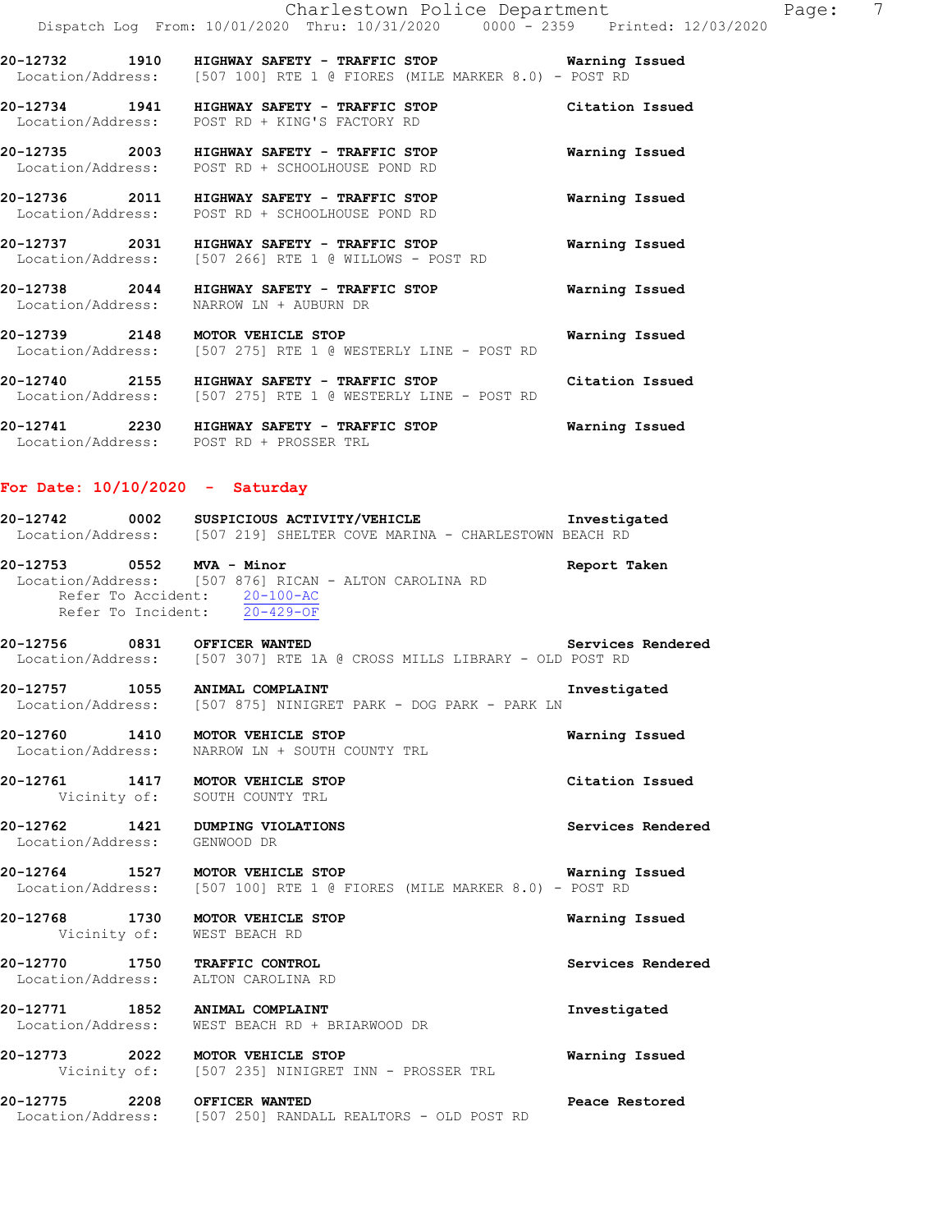**20-12732 1910 HIGHWAY SAFETY - TRAFFIC STOP** Warning Issued
Location/Address: [507 100] RTE 1 @ FIORES (MILE MARKER 8.0) - POST RD

**20-12734 1941 HIGHWAY SAFETY - TRAFFIC STOP** Citation Issued
Location/Address: POST RD + KING'S FACTORY RD

**20-12735 2003 HIGHWAY SAFETY - TRAFFIC STOP** Warning Issued
Location/Address: POST RD + SCHOOLHOUSE POND RD

**20-12736 2011 HIGHWAY SAFETY - TRAFFIC STOP** Warning Issued
Location/Address: POST RD + SCHOOLHOUSE POND RD

**20-12737 2031 HIGHWAY SAFETY - TRAFFIC STOP** Warning Issued
Location/Address: [507 266] RTE 1 @ WILLOWS - POST RD

**20-12738 2044 HIGHWAY SAFETY - TRAFFIC STOP** Warning Issued
Location/Address: NARROW LN + AUBURN DR

**20-12739 2148 MOTOR VEHICLE STOP** Warning Issued
Location/Address: [507 275] RTE 1 @ WESTERLY LINE - POST RD

**20-12740 2155 HIGHWAY SAFETY - TRAFFIC STOP** Citation Issued
Location/Address: [507 275] RTE 1 @ WESTERLY LINE - POST RD

**20-12741 2230 HIGHWAY SAFETY - TRAFFIC STOP** Warning Issued
Location/Address: POST RD + PROSSER TRL

## For Date: 10/10/2020 - Saturday

**20-12742 0002 SUSPICIOUS ACTIVITY/VEHICLE** Investigated
Location/Address: [507 219] SHELTER COVE MARINA - CHARLESTOWN BEACH RD

**20-12753 0552 MVA - Minor** Report Taken
Location/Address: [507 876] RICAN - ALTON CAROLINA RD
Refer To Accident: 20-100-AC
Refer To Incident: 20-429-OF

**20-12756 0831 OFFICER WANTED** Services Rendered
Location/Address: [507 307] RTE 1A @ CROSS MILLS LIBRARY - OLD POST RD

**20-12757 1055 ANIMAL COMPLAINT** Investigated
Location/Address: [507 875] NINIGRET PARK - DOG PARK - PARK LN

**20-12760 1410 MOTOR VEHICLE STOP** Warning Issued
Location/Address: NARROW LN + SOUTH COUNTY TRL

**20-12761 1417 MOTOR VEHICLE STOP** Citation Issued
Vicinity of: SOUTH COUNTY TRL

**20-12762 1421 DUMPING VIOLATIONS** Services Rendered
Location/Address: GENWOOD DR

**20-12764 1527 MOTOR VEHICLE STOP** Warning Issued
Location/Address: [507 100] RTE 1 @ FIORES (MILE MARKER 8.0) - POST RD

**20-12768 1730 MOTOR VEHICLE STOP** Warning Issued
Vicinity of: WEST BEACH RD

**20-12770 1750 TRAFFIC CONTROL** Services Rendered
Location/Address: ALTON CAROLINA RD

**20-12771 1852 ANIMAL COMPLAINT** Investigated
Location/Address: WEST BEACH RD + BRIARWOOD DR

**20-12773 2022 MOTOR VEHICLE STOP** Warning Issued
Vicinity of: [507 235] NINIGRET INN - PROSSER TRL

**20-12775 2208 OFFICER WANTED** Peace Restored
Location/Address: [507 250] RANDALL REALTORS - OLD POST RD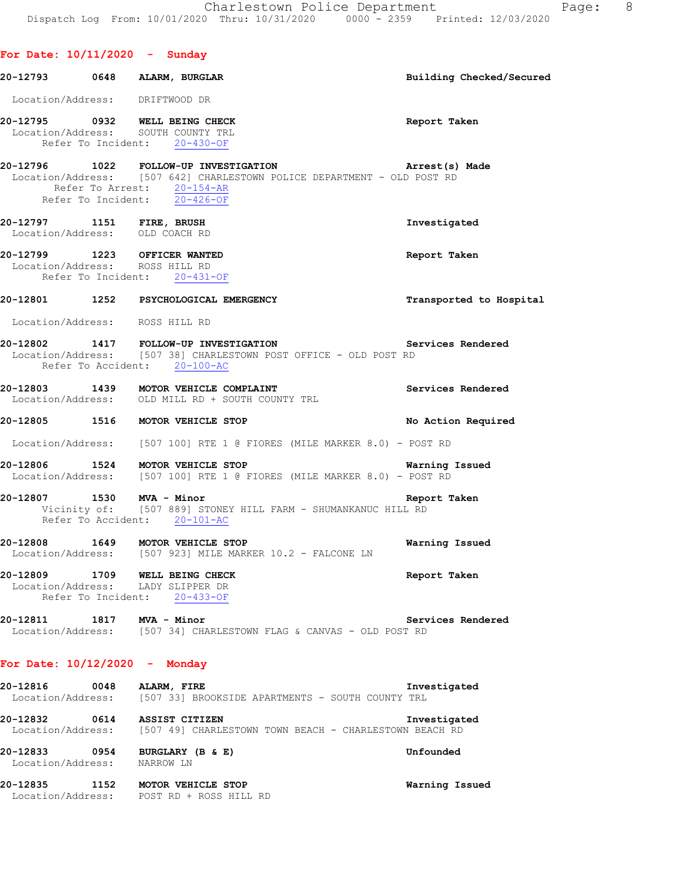## For Date: 10/11/2020 - Sunday

**20-12793 0648 ALARM, BURGLAR** — Building Checked/Secured
Location/Address: DRIFTWOOD DR

**20-12795 0932 WELL BEING CHECK** — Report Taken
Location/Address: SOUTH COUNTY TRL
Refer To Incident: 20-430-OF

**20-12796 1022 FOLLOW-UP INVESTIGATION** — Arrest(s) Made
Location/Address: [507 642] CHARLESTOWN POLICE DEPARTMENT - OLD POST RD
Refer To Arrest: 20-154-AR
Refer To Incident: 20-426-OF

**20-12797 1151 FIRE, BRUSH** — Investigated
Location/Address: OLD COACH RD

**20-12799 1223 OFFICER WANTED** — Report Taken
Location/Address: ROSS HILL RD
Refer To Incident: 20-431-OF

**20-12801 1252 PSYCHOLOGICAL EMERGENCY** — Transported to Hospital
Location/Address: ROSS HILL RD

**20-12802 1417 FOLLOW-UP INVESTIGATION** — Services Rendered
Location/Address: [507 38] CHARLESTOWN POST OFFICE - OLD POST RD
Refer To Accident: 20-100-AC

**20-12803 1439 MOTOR VEHICLE COMPLAINT** — Services Rendered
Location/Address: OLD MILL RD + SOUTH COUNTY TRL

**20-12805 1516 MOTOR VEHICLE STOP** — No Action Required
Location/Address: [507 100] RTE 1 @ FIORES (MILE MARKER 8.0) - POST RD

**20-12806 1524 MOTOR VEHICLE STOP** — Warning Issued
Location/Address: [507 100] RTE 1 @ FIORES (MILE MARKER 8.0) - POST RD

**20-12807 1530 MVA - Minor** — Report Taken
Vicinity of: [507 889] STONEY HILL FARM - SHUMANKANUC HILL RD
Refer To Accident: 20-101-AC

**20-12808 1649 MOTOR VEHICLE STOP** — Warning Issued
Location/Address: [507 923] MILE MARKER 10.2 - FALCONE LN

**20-12809 1709 WELL BEING CHECK** — Report Taken
Location/Address: LADY SLIPPER DR
Refer To Incident: 20-433-OF

**20-12811 1817 MVA - Minor** — Services Rendered
Location/Address: [507 34] CHARLESTOWN FLAG & CANVAS - OLD POST RD

## For Date: 10/12/2020 - Monday

**20-12816 0048 ALARM, FIRE** — Investigated
Location/Address: [507 33] BROOKSIDE APARTMENTS - SOUTH COUNTY TRL

**20-12832 0614 ASSIST CITIZEN** — Investigated
Location/Address: [507 49] CHARLESTOWN TOWN BEACH - CHARLESTOWN BEACH RD

**20-12833 0954 BURGLARY (B & E)** — Unfounded
Location/Address: NARROW LN

**20-12835 1152 MOTOR VEHICLE STOP** — Warning Issued
Location/Address: POST RD + ROSS HILL RD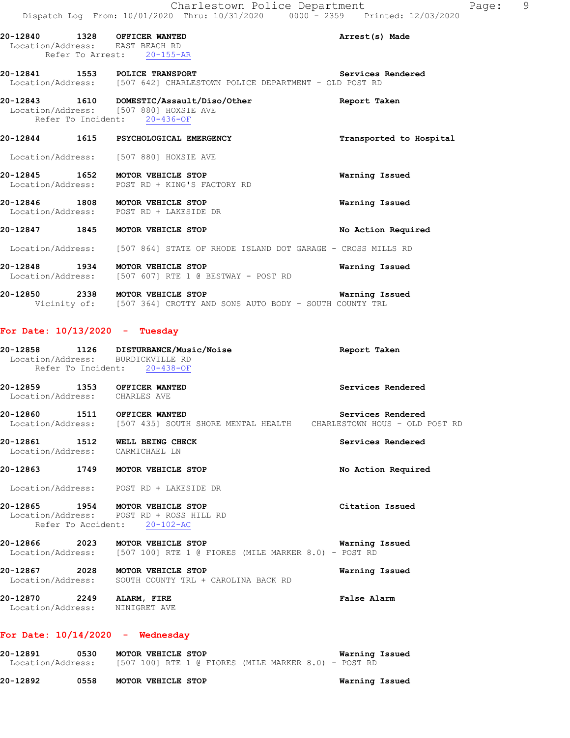**20-12840 1328 OFFICER WANTED** — Arrest(s) Made
Location/Address: EAST BEACH RD
Refer To Arrest: 20-155-AR

**20-12841 1553 POLICE TRANSPORT** — Services Rendered
Location/Address: [507 642] CHARLESTOWN POLICE DEPARTMENT - OLD POST RD

**20-12843 1610 DOMESTIC/Assault/Diso/Other** — Report Taken
Location/Address: [507 880] HOXSIE AVE
Refer To Incident: 20-436-OF

**20-12844 1615 PSYCHOLOGICAL EMERGENCY** — Transported to Hospital
Location/Address: [507 880] HOXSIE AVE

**20-12845 1652 MOTOR VEHICLE STOP** — Warning Issued
Location/Address: POST RD + KING'S FACTORY RD

**20-12846 1808 MOTOR VEHICLE STOP** — Warning Issued
Location/Address: POST RD + LAKESIDE DR

**20-12847 1845 MOTOR VEHICLE STOP** — No Action Required
Location/Address: [507 864] STATE OF RHODE ISLAND DOT GARAGE - CROSS MILLS RD

**20-12848 1934 MOTOR VEHICLE STOP** — Warning Issued
Location/Address: [507 607] RTE 1 @ BESTWAY - POST RD

**20-12850 2338 MOTOR VEHICLE STOP** — Warning Issued
Vicinity of: [507 364] CROTTY AND SONS AUTO BODY - SOUTH COUNTY TRL

## For Date: 10/13/2020 - Tuesday

**20-12858 1126 DISTURBANCE/Music/Noise** — Report Taken
Location/Address: BURDICKVILLE RD
Refer To Incident: 20-438-OF

**20-12859 1353 OFFICER WANTED** — Services Rendered
Location/Address: CHARLES AVE

**20-12860 1511 OFFICER WANTED** — Services Rendered
Location/Address: [507 435] SOUTH SHORE MENTAL HEALTH CHARLESTOWN HOUS - OLD POST RD

**20-12861 1512 WELL BEING CHECK** — Services Rendered
Location/Address: CARMICHAEL LN

**20-12863 1749 MOTOR VEHICLE STOP** — No Action Required
Location/Address: POST RD + LAKESIDE DR

**20-12865 1954 MOTOR VEHICLE STOP** — Citation Issued
Location/Address: POST RD + ROSS HILL RD
Refer To Accident: 20-102-AC

**20-12866 2023 MOTOR VEHICLE STOP** — Warning Issued
Location/Address: [507 100] RTE 1 @ FIORES (MILE MARKER 8.0) - POST RD

**20-12867 2028 MOTOR VEHICLE STOP** — Warning Issued
Location/Address: SOUTH COUNTY TRL + CAROLINA BACK RD

**20-12870 2249 ALARM, FIRE** — False Alarm
Location/Address: NINIGRET AVE

## For Date: 10/14/2020 - Wednesday

**20-12891 0530 MOTOR VEHICLE STOP** — Warning Issued
Location/Address: [507 100] RTE 1 @ FIORES (MILE MARKER 8.0) - POST RD

**20-12892 0558 MOTOR VEHICLE STOP** — Warning Issued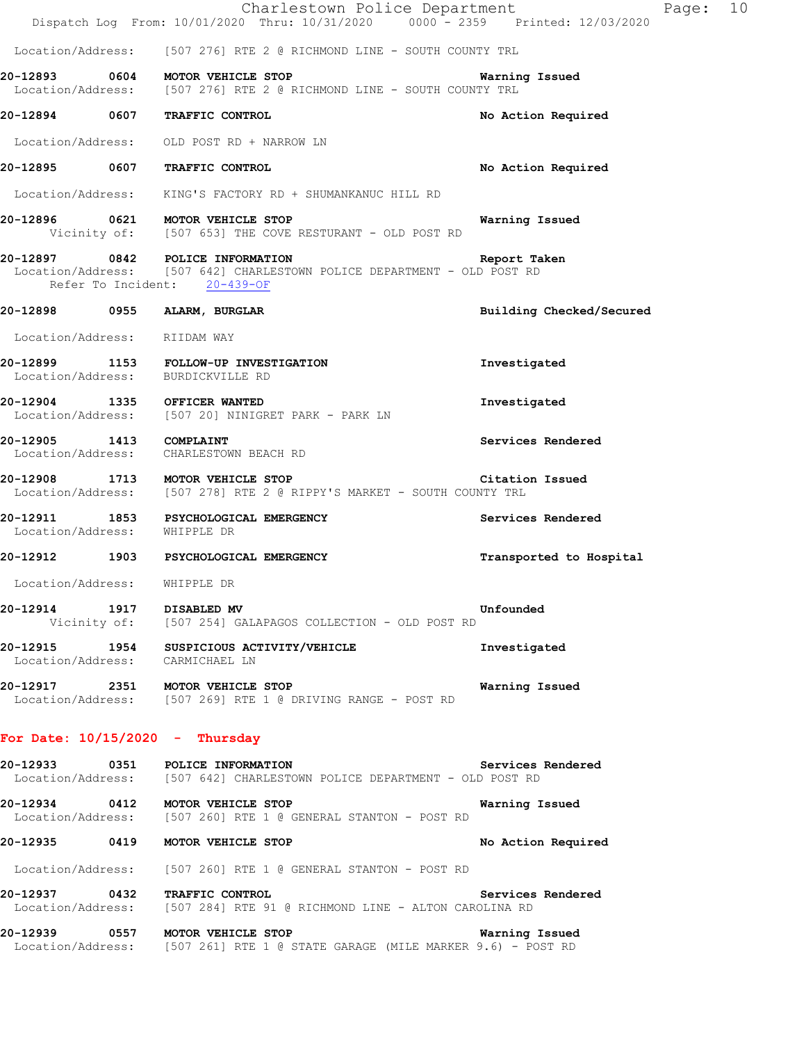Location/Address: [507 276] RTE 2 @ RICHMOND LINE - SOUTH COUNTY TRL

**20-12893 0604 MOTOR VEHICLE STOP** Warning Issued
Location/Address: [507 276] RTE 2 @ RICHMOND LINE - SOUTH COUNTY TRL

**20-12894 0607 TRAFFIC CONTROL** No Action Required
Location/Address: OLD POST RD + NARROW LN

**20-12895 0607 TRAFFIC CONTROL** No Action Required
Location/Address: KING'S FACTORY RD + SHUMANKANUC HILL RD

**20-12896 0621 MOTOR VEHICLE STOP** Warning Issued
Vicinity of: [507 653] THE COVE RESTURANT - OLD POST RD

**20-12897 0842 POLICE INFORMATION** Report Taken
Location/Address: [507 642] CHARLESTOWN POLICE DEPARTMENT - OLD POST RD
Refer To Incident: 20-439-OF

**20-12898 0955 ALARM, BURGLAR** Building Checked/Secured
Location/Address: RIIDAM WAY

**20-12899 1153 FOLLOW-UP INVESTIGATION** Investigated
Location/Address: BURDICKVILLE RD

**20-12904 1335 OFFICER WANTED** Investigated
Location/Address: [507 20] NINIGRET PARK - PARK LN

**20-12905 1413 COMPLAINT** Services Rendered
Location/Address: CHARLESTOWN BEACH RD

**20-12908 1713 MOTOR VEHICLE STOP** Citation Issued
Location/Address: [507 278] RTE 2 @ RIPPY'S MARKET - SOUTH COUNTY TRL

**20-12911 1853 PSYCHOLOGICAL EMERGENCY** Services Rendered
Location/Address: WHIPPLE DR

**20-12912 1903 PSYCHOLOGICAL EMERGENCY** Transported to Hospital
Location/Address: WHIPPLE DR

**20-12914 1917 DISABLED MV** Unfounded
Vicinity of: [507 254] GALAPAGOS COLLECTION - OLD POST RD

**20-12915 1954 SUSPICIOUS ACTIVITY/VEHICLE** Investigated
Location/Address: CARMICHAEL LN

**20-12917 2351 MOTOR VEHICLE STOP** Warning Issued
Location/Address: [507 269] RTE 1 @ DRIVING RANGE - POST RD

## For Date: 10/15/2020 - Thursday

**20-12933 0351 POLICE INFORMATION** Services Rendered
Location/Address: [507 642] CHARLESTOWN POLICE DEPARTMENT - OLD POST RD

**20-12934 0412 MOTOR VEHICLE STOP** Warning Issued
Location/Address: [507 260] RTE 1 @ GENERAL STANTON - POST RD

**20-12935 0419 MOTOR VEHICLE STOP** No Action Required
Location/Address: [507 260] RTE 1 @ GENERAL STANTON - POST RD

**20-12937 0432 TRAFFIC CONTROL** Services Rendered
Location/Address: [507 284] RTE 91 @ RICHMOND LINE - ALTON CAROLINA RD

**20-12939 0557 MOTOR VEHICLE STOP** Warning Issued
Location/Address: [507 261] RTE 1 @ STATE GARAGE (MILE MARKER 9.6) - POST RD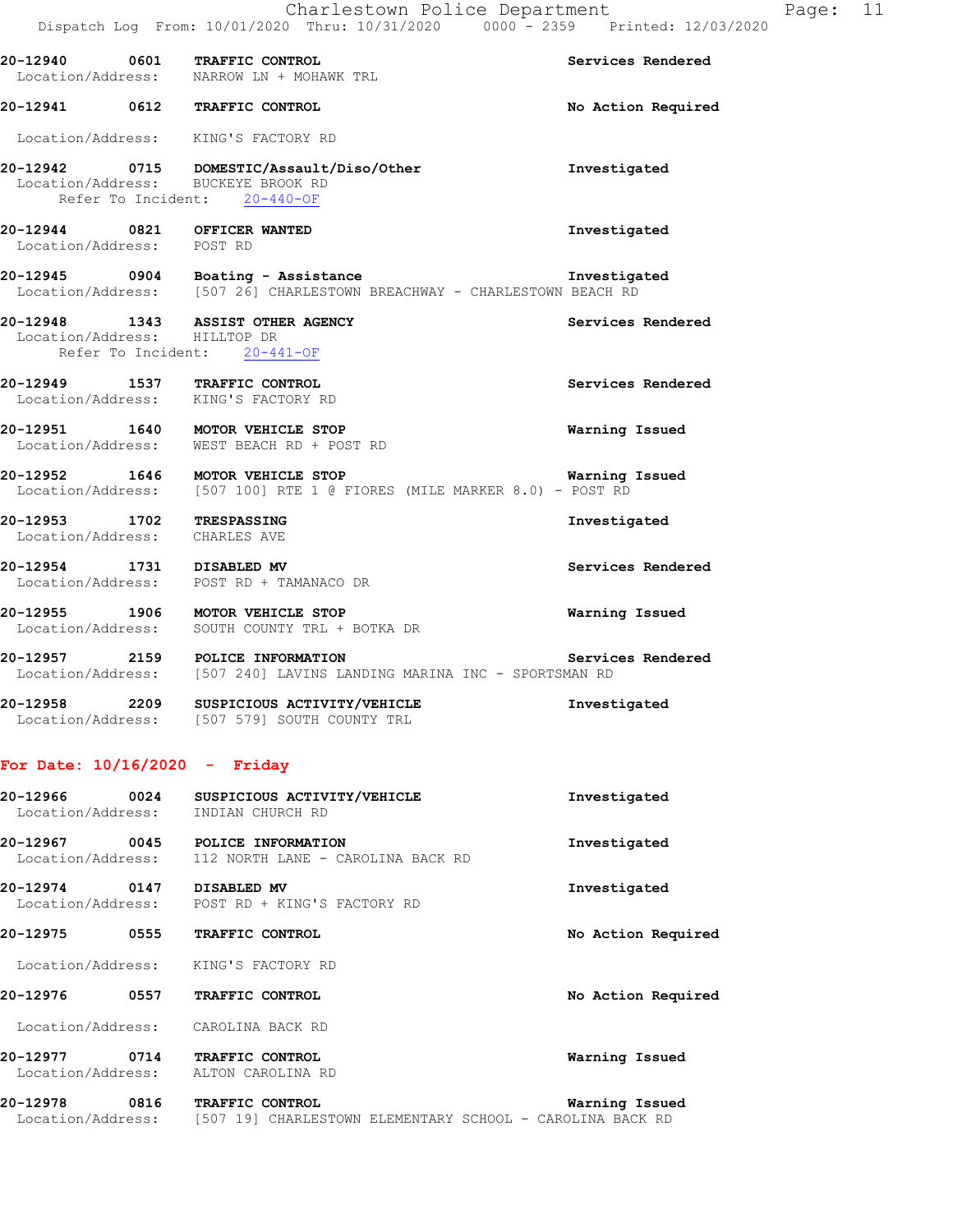20-12940 0601 TRAFFIC CONTROL Services Rendered
Location/Address: NARROW LN + MOHAWK TRL

20-12941 0612 TRAFFIC CONTROL No Action Required
Location/Address: KING'S FACTORY RD

20-12942 0715 DOMESTIC/Assault/Diso/Other Investigated
Location/Address: BUCKEYE BROOK RD
Refer To Incident: 20-440-OF

20-12944 0821 OFFICER WANTED Investigated
Location/Address: POST RD

20-12945 0904 Boating - Assistance Investigated
Location/Address: [507 26] CHARLESTOWN BREACHWAY - CHARLESTOWN BEACH RD

20-12948 1343 ASSIST OTHER AGENCY Services Rendered
Location/Address: HILLTOP DR
Refer To Incident: 20-441-OF

20-12949 1537 TRAFFIC CONTROL Services Rendered
Location/Address: KING'S FACTORY RD

20-12951 1640 MOTOR VEHICLE STOP Warning Issued
Location/Address: WEST BEACH RD + POST RD

20-12952 1646 MOTOR VEHICLE STOP Warning Issued
Location/Address: [507 100] RTE 1 @ FIORES (MILE MARKER 8.0) - POST RD

20-12953 1702 TRESPASSING Investigated
Location/Address: CHARLES AVE

20-12954 1731 DISABLED MV Services Rendered
Location/Address: POST RD + TAMANACO DR

20-12955 1906 MOTOR VEHICLE STOP Warning Issued
Location/Address: SOUTH COUNTY TRL + BOTKA DR

20-12957 2159 POLICE INFORMATION Services Rendered
Location/Address: [507 240] LAVINS LANDING MARINA INC - SPORTSMAN RD

20-12958 2209 SUSPICIOUS ACTIVITY/VEHICLE Investigated
Location/Address: [507 579] SOUTH COUNTY TRL

## For Date: 10/16/2020 - Friday

20-12966 0024 SUSPICIOUS ACTIVITY/VEHICLE Investigated
Location/Address: INDIAN CHURCH RD

20-12967 0045 POLICE INFORMATION Investigated
Location/Address: 112 NORTH LANE - CAROLINA BACK RD

20-12974 0147 DISABLED MV Investigated
Location/Address: POST RD + KING'S FACTORY RD

20-12975 0555 TRAFFIC CONTROL No Action Required
Location/Address: KING'S FACTORY RD

20-12976 0557 TRAFFIC CONTROL No Action Required
Location/Address: CAROLINA BACK RD

20-12977 0714 TRAFFIC CONTROL Warning Issued
Location/Address: ALTON CAROLINA RD

20-12978 0816 TRAFFIC CONTROL Warning Issued
Location/Address: [507 19] CHARLESTOWN ELEMENTARY SCHOOL - CAROLINA BACK RD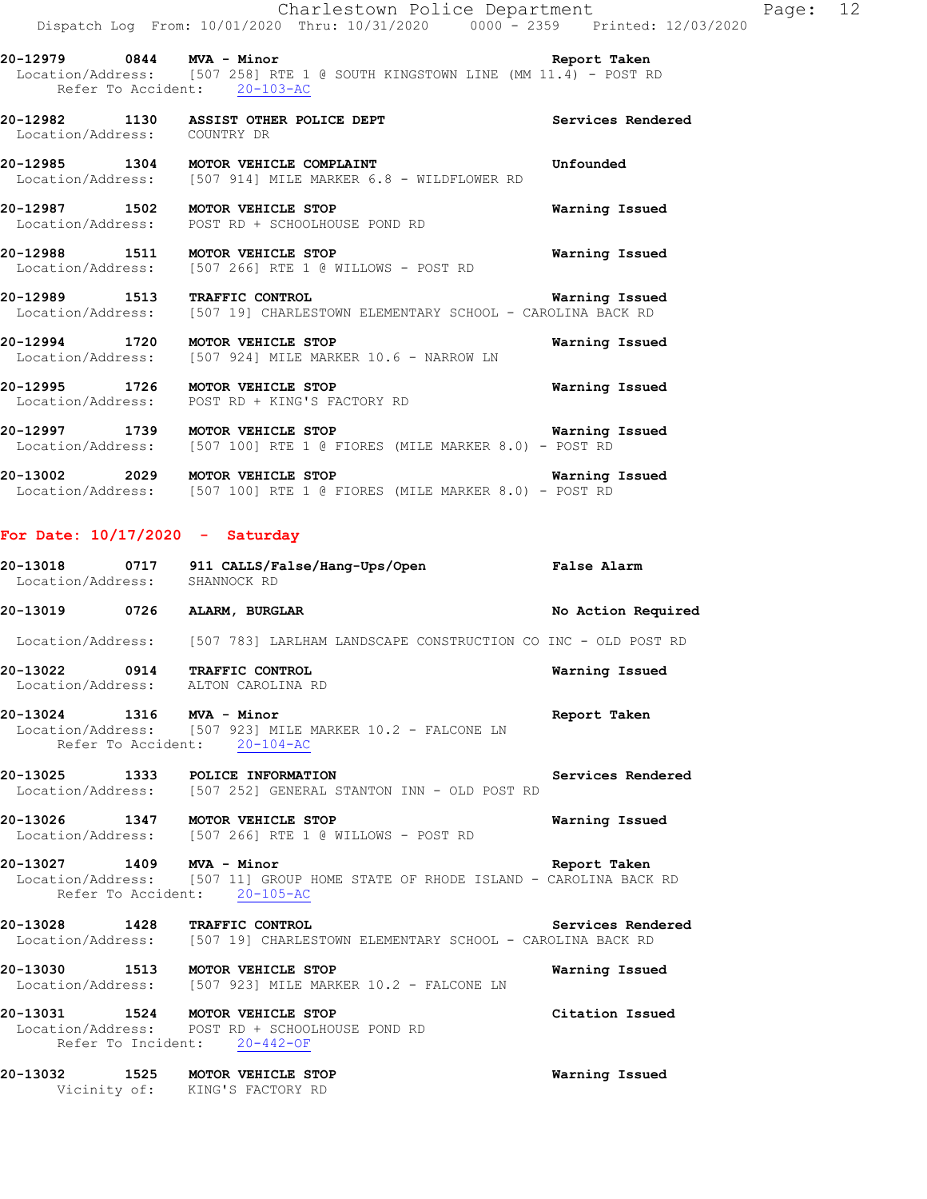20-12979 0844 **MVA - Minor** **Report Taken**
Location/Address: [507 258] RTE 1 @ SOUTH KINGSTOWN LINE (MM 11.4) - POST RD
Refer To Accident: 20-103-AC

20-12982 1130 **ASSIST OTHER POLICE DEPT** **Services Rendered**
Location/Address: COUNTRY DR

20-12985 1304 **MOTOR VEHICLE COMPLAINT** **Unfounded**
Location/Address: [507 914] MILE MARKER 6.8 - WILDFLOWER RD

20-12987 1502 **MOTOR VEHICLE STOP** **Warning Issued**
Location/Address: POST RD + SCHOOLHOUSE POND RD

20-12988 1511 **MOTOR VEHICLE STOP** **Warning Issued**
Location/Address: [507 266] RTE 1 @ WILLOWS - POST RD

20-12989 1513 **TRAFFIC CONTROL** **Warning Issued**
Location/Address: [507 19] CHARLESTOWN ELEMENTARY SCHOOL - CAROLINA BACK RD

20-12994 1720 **MOTOR VEHICLE STOP** **Warning Issued**
Location/Address: [507 924] MILE MARKER 10.6 - NARROW LN

20-12995 1726 **MOTOR VEHICLE STOP** **Warning Issued**
Location/Address: POST RD + KING'S FACTORY RD

20-12997 1739 **MOTOR VEHICLE STOP** **Warning Issued**
Location/Address: [507 100] RTE 1 @ FIORES (MILE MARKER 8.0) - POST RD

20-13002 2029 **MOTOR VEHICLE STOP** **Warning Issued**
Location/Address: [507 100] RTE 1 @ FIORES (MILE MARKER 8.0) - POST RD

## For Date: 10/17/2020 - Saturday

20-13018 0717 **911 CALLS/False/Hang-Ups/Open** **False Alarm**
Location/Address: SHANNOCK RD

20-13019 0726 **ALARM, BURGLAR** **No Action Required**
Location/Address: [507 783] LARLHAM LANDSCAPE CONSTRUCTION CO INC - OLD POST RD

20-13022 0914 **TRAFFIC CONTROL** **Warning Issued**
Location/Address: ALTON CAROLINA RD

20-13024 1316 **MVA - Minor** **Report Taken**
Location/Address: [507 923] MILE MARKER 10.2 - FALCONE LN
Refer To Accident: 20-104-AC

20-13025 1333 **POLICE INFORMATION** **Services Rendered**
Location/Address: [507 252] GENERAL STANTON INN - OLD POST RD

20-13026 1347 **MOTOR VEHICLE STOP** **Warning Issued**
Location/Address: [507 266] RTE 1 @ WILLOWS - POST RD

20-13027 1409 **MVA - Minor** **Report Taken**
Location/Address: [507 11] GROUP HOME STATE OF RHODE ISLAND - CAROLINA BACK RD
Refer To Accident: 20-105-AC

20-13028 1428 **TRAFFIC CONTROL** **Services Rendered**
Location/Address: [507 19] CHARLESTOWN ELEMENTARY SCHOOL - CAROLINA BACK RD

20-13030 1513 **MOTOR VEHICLE STOP** **Warning Issued**
Location/Address: [507 923] MILE MARKER 10.2 - FALCONE LN

20-13031 1524 **MOTOR VEHICLE STOP** **Citation Issued**
Location/Address: POST RD + SCHOOLHOUSE POND RD
Refer To Incident: 20-442-OF

20-13032 1525 **MOTOR VEHICLE STOP** **Warning Issued**
Vicinity of: KING'S FACTORY RD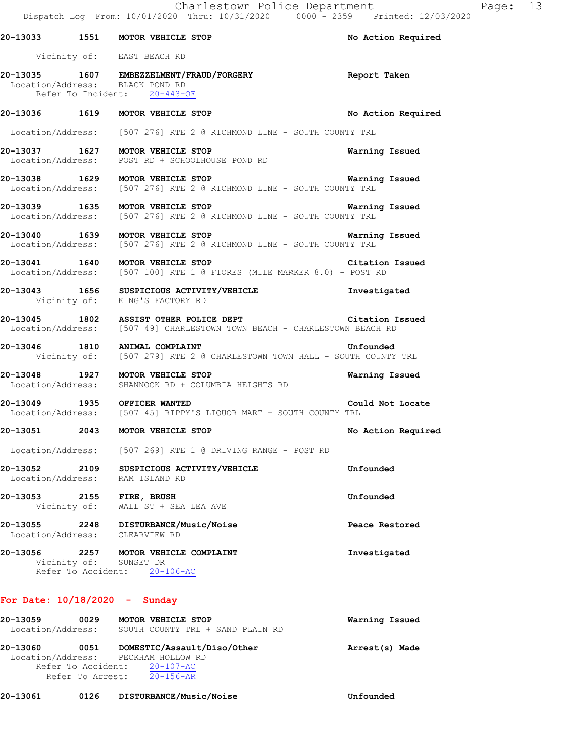20-13033 1551 **MOTOR VEHICLE STOP** No Action Required
Vicinity of: EAST BEACH RD

20-13035 1607 **EMBEZZELMENT/FRAUD/FORGERY** Report Taken
Location/Address: BLACK POND RD
Refer To Incident: 20-443-OF

20-13036 1619 **MOTOR VEHICLE STOP** No Action Required
Location/Address: [507 276] RTE 2 @ RICHMOND LINE - SOUTH COUNTY TRL

20-13037 1627 **MOTOR VEHICLE STOP** Warning Issued
Location/Address: POST RD + SCHOOLHOUSE POND RD

20-13038 1629 **MOTOR VEHICLE STOP** Warning Issued
Location/Address: [507 276] RTE 2 @ RICHMOND LINE - SOUTH COUNTY TRL

20-13039 1635 **MOTOR VEHICLE STOP** Warning Issued
Location/Address: [507 276] RTE 2 @ RICHMOND LINE - SOUTH COUNTY TRL

20-13040 1639 **MOTOR VEHICLE STOP** Warning Issued
Location/Address: [507 276] RTE 2 @ RICHMOND LINE - SOUTH COUNTY TRL

20-13041 1640 **MOTOR VEHICLE STOP** Citation Issued
Location/Address: [507 100] RTE 1 @ FIORES (MILE MARKER 8.0) - POST RD

20-13043 1656 **SUSPICIOUS ACTIVITY/VEHICLE** Investigated
Vicinity of: KING'S FACTORY RD

20-13045 1802 **ASSIST OTHER POLICE DEPT** Citation Issued
Location/Address: [507 49] CHARLESTOWN TOWN BEACH - CHARLESTOWN BEACH RD

20-13046 1810 **ANIMAL COMPLAINT** Unfounded
Vicinity of: [507 279] RTE 2 @ CHARLESTOWN TOWN HALL - SOUTH COUNTY TRL

20-13048 1927 **MOTOR VEHICLE STOP** Warning Issued
Location/Address: SHANNOCK RD + COLUMBIA HEIGHTS RD

20-13049 1935 **OFFICER WANTED** Could Not Locate
Location/Address: [507 45] RIPPY'S LIQUOR MART - SOUTH COUNTY TRL

20-13051 2043 **MOTOR VEHICLE STOP** No Action Required
Location/Address: [507 269] RTE 1 @ DRIVING RANGE - POST RD

20-13052 2109 **SUSPICIOUS ACTIVITY/VEHICLE** Unfounded
Location/Address: RAM ISLAND RD

20-13053 2155 **FIRE, BRUSH** Unfounded
Vicinity of: WALL ST + SEA LEA AVE

20-13055 2248 **DISTURBANCE/Music/Noise** Peace Restored
Location/Address: CLEARVIEW RD

20-13056 2257 **MOTOR VEHICLE COMPLAINT** Investigated
Vicinity of: SUNSET DR
Refer To Accident: 20-106-AC

## For Date: 10/18/2020 - Sunday

20-13059 0029 **MOTOR VEHICLE STOP** Warning Issued
Location/Address: SOUTH COUNTY TRL + SAND PLAIN RD

20-13060 0051 **DOMESTIC/Assault/Diso/Other** Arrest(s) Made
Location/Address: PECKHAM HOLLOW RD
Refer To Accident: 20-107-AC
Refer To Arrest: 20-156-AR

20-13061 0126 **DISTURBANCE/Music/Noise** Unfounded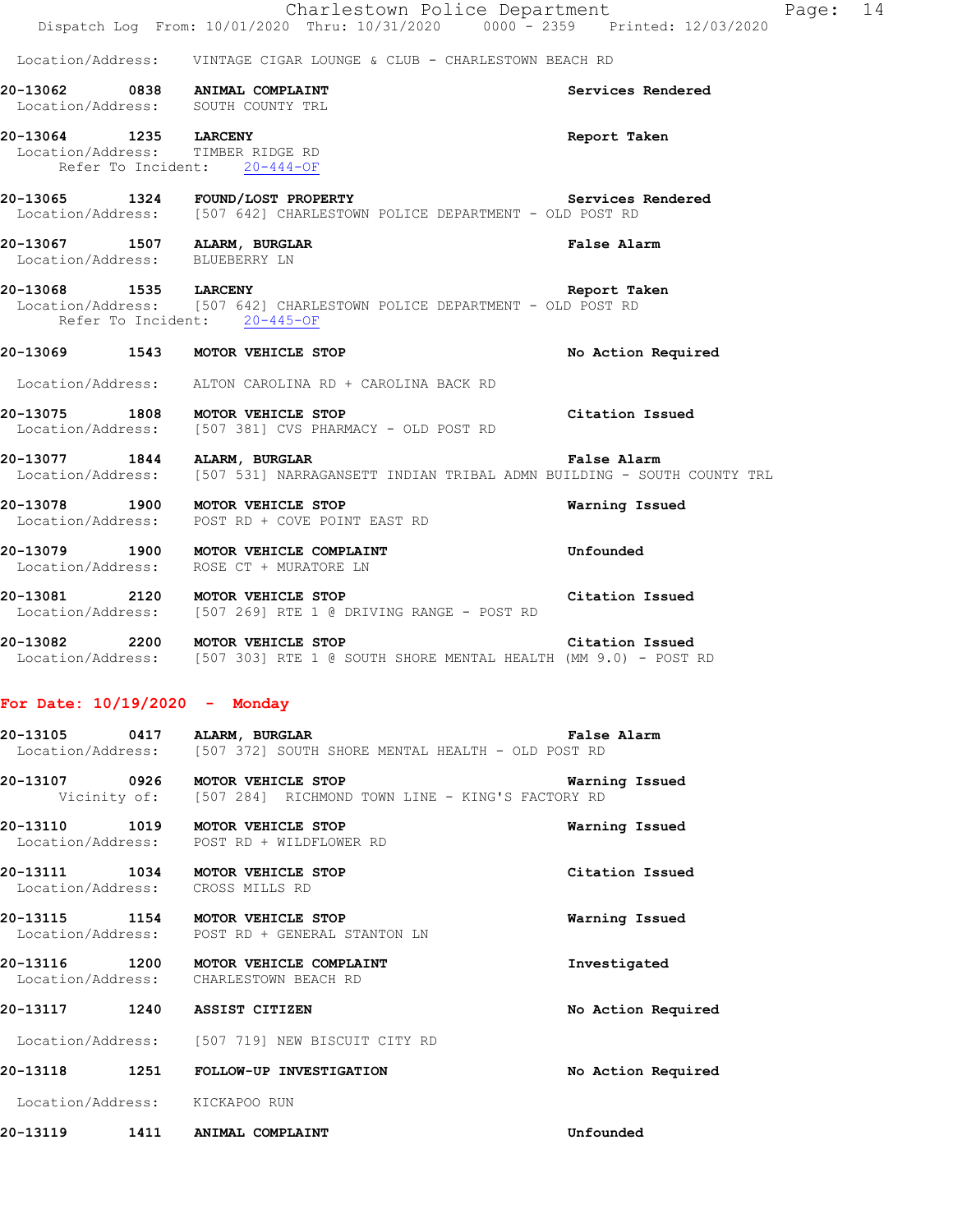Location/Address: VINTAGE CIGAR LOUNGE & CLUB - CHARLESTOWN BEACH RD

**20-13062 0838 ANIMAL COMPLAINT** — Services Rendered
Location/Address: SOUTH COUNTY TRL

**20-13064 1235 LARCENY** — Report Taken
Location/Address: TIMBER RIDGE RD
Refer To Incident: 20-444-OF

**20-13065 1324 FOUND/LOST PROPERTY** — Services Rendered
Location/Address: [507 642] CHARLESTOWN POLICE DEPARTMENT - OLD POST RD

**20-13067 1507 ALARM, BURGLAR** — False Alarm
Location/Address: BLUEBERRY LN

**20-13068 1535 LARCENY** — Report Taken
Location/Address: [507 642] CHARLESTOWN POLICE DEPARTMENT - OLD POST RD
Refer To Incident: 20-445-OF

**20-13069 1543 MOTOR VEHICLE STOP** — No Action Required
Location/Address: ALTON CAROLINA RD + CAROLINA BACK RD

**20-13075 1808 MOTOR VEHICLE STOP** — Citation Issued
Location/Address: [507 381] CVS PHARMACY - OLD POST RD

**20-13077 1844 ALARM, BURGLAR** — False Alarm
Location/Address: [507 531] NARRAGANSETT INDIAN TRIBAL ADMN BUILDING - SOUTH COUNTY TRL

**20-13078 1900 MOTOR VEHICLE STOP** — Warning Issued
Location/Address: POST RD + COVE POINT EAST RD

**20-13079 1900 MOTOR VEHICLE COMPLAINT** — Unfounded
Location/Address: ROSE CT + MURATORE LN

**20-13081 2120 MOTOR VEHICLE STOP** — Citation Issued
Location/Address: [507 269] RTE 1 @ DRIVING RANGE - POST RD

**20-13082 2200 MOTOR VEHICLE STOP** — Citation Issued
Location/Address: [507 303] RTE 1 @ SOUTH SHORE MENTAL HEALTH (MM 9.0) - POST RD

## For Date: 10/19/2020 - Monday

**20-13105 0417 ALARM, BURGLAR** — False Alarm
Location/Address: [507 372] SOUTH SHORE MENTAL HEALTH - OLD POST RD

**20-13107 0926 MOTOR VEHICLE STOP** — Warning Issued
Vicinity of: [507 284] RICHMOND TOWN LINE - KING'S FACTORY RD

**20-13110 1019 MOTOR VEHICLE STOP** — Warning Issued
Location/Address: POST RD + WILDFLOWER RD

**20-13111 1034 MOTOR VEHICLE STOP** — Citation Issued
Location/Address: CROSS MILLS RD

**20-13115 1154 MOTOR VEHICLE STOP** — Warning Issued
Location/Address: POST RD + GENERAL STANTON LN

**20-13116 1200 MOTOR VEHICLE COMPLAINT** — Investigated
Location/Address: CHARLESTOWN BEACH RD

**20-13117 1240 ASSIST CITIZEN** — No Action Required
Location/Address: [507 719] NEW BISCUIT CITY RD

**20-13118 1251 FOLLOW-UP INVESTIGATION** — No Action Required
Location/Address: KICKAPOO RUN

**20-13119 1411 ANIMAL COMPLAINT** — Unfounded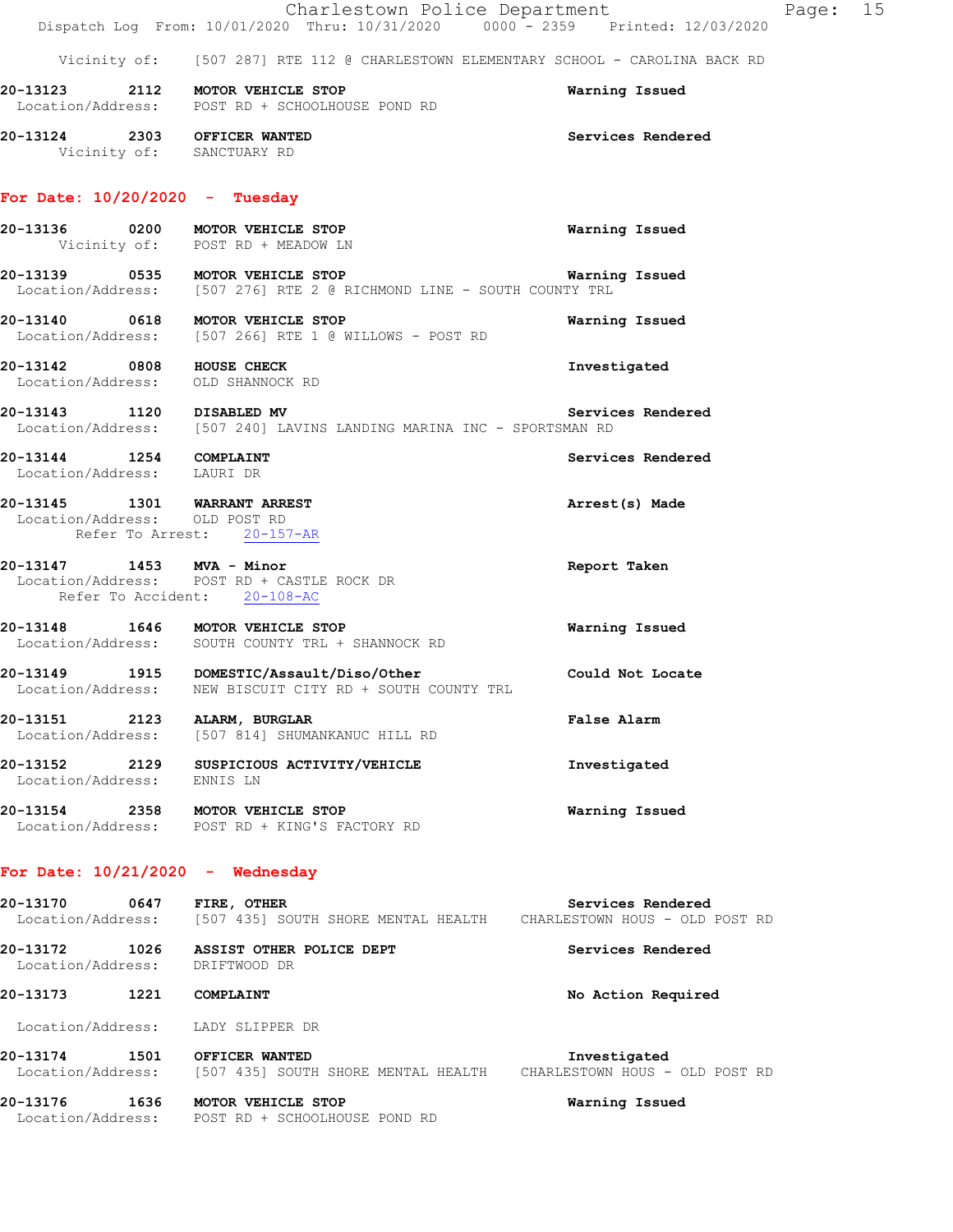Vicinity of: [507 287] RTE 112 @ CHARLESTOWN ELEMENTARY SCHOOL - CAROLINA BACK RD

**20-13123 2112 MOTOR VEHICLE STOP** Warning Issued
Location/Address: POST RD + SCHOOLHOUSE POND RD

**20-13124 2303 OFFICER WANTED** Services Rendered
Vicinity of: SANCTUARY RD

## For Date: 10/20/2020 - Tuesday

**20-13136 0200 MOTOR VEHICLE STOP** Warning Issued
Vicinity of: POST RD + MEADOW LN

**20-13139 0535 MOTOR VEHICLE STOP** Warning Issued
Location/Address: [507 276] RTE 2 @ RICHMOND LINE - SOUTH COUNTY TRL

**20-13140 0618 MOTOR VEHICLE STOP** Warning Issued
Location/Address: [507 266] RTE 1 @ WILLOWS - POST RD

**20-13142 0808 HOUSE CHECK** Investigated
Location/Address: OLD SHANNOCK RD

**20-13143 1120 DISABLED MV** Services Rendered
Location/Address: [507 240] LAVINS LANDING MARINA INC - SPORTSMAN RD

**20-13144 1254 COMPLAINT** Services Rendered
Location/Address: LAURI DR

**20-13145 1301 WARRANT ARREST** Arrest(s) Made
Location/Address: OLD POST RD
Refer To Arrest: 20-157-AR

**20-13147 1453 MVA - Minor** Report Taken
Location/Address: POST RD + CASTLE ROCK DR
Refer To Accident: 20-108-AC

**20-13148 1646 MOTOR VEHICLE STOP** Warning Issued
Location/Address: SOUTH COUNTY TRL + SHANNOCK RD

**20-13149 1915 DOMESTIC/Assault/Diso/Other** Could Not Locate
Location/Address: NEW BISCUIT CITY RD + SOUTH COUNTY TRL

**20-13151 2123 ALARM, BURGLAR** False Alarm
Location/Address: [507 814] SHUMANKANUC HILL RD

**20-13152 2129 SUSPICIOUS ACTIVITY/VEHICLE** Investigated
Location/Address: ENNIS LN

**20-13154 2358 MOTOR VEHICLE STOP** Warning Issued
Location/Address: POST RD + KING'S FACTORY RD

## For Date: 10/21/2020 - Wednesday

**20-13170 0647 FIRE, OTHER** Services Rendered
Location/Address: [507 435] SOUTH SHORE MENTAL HEALTH CHARLESTOWN HOUS - OLD POST RD

**20-13172 1026 ASSIST OTHER POLICE DEPT** Services Rendered
Location/Address: DRIFTWOOD DR

**20-13173 1221 COMPLAINT** No Action Required
Location/Address: LADY SLIPPER DR

**20-13174 1501 OFFICER WANTED** Investigated
Location/Address: [507 435] SOUTH SHORE MENTAL HEALTH CHARLESTOWN HOUS - OLD POST RD

**20-13176 1636 MOTOR VEHICLE STOP** Warning Issued
Location/Address: POST RD + SCHOOLHOUSE POND RD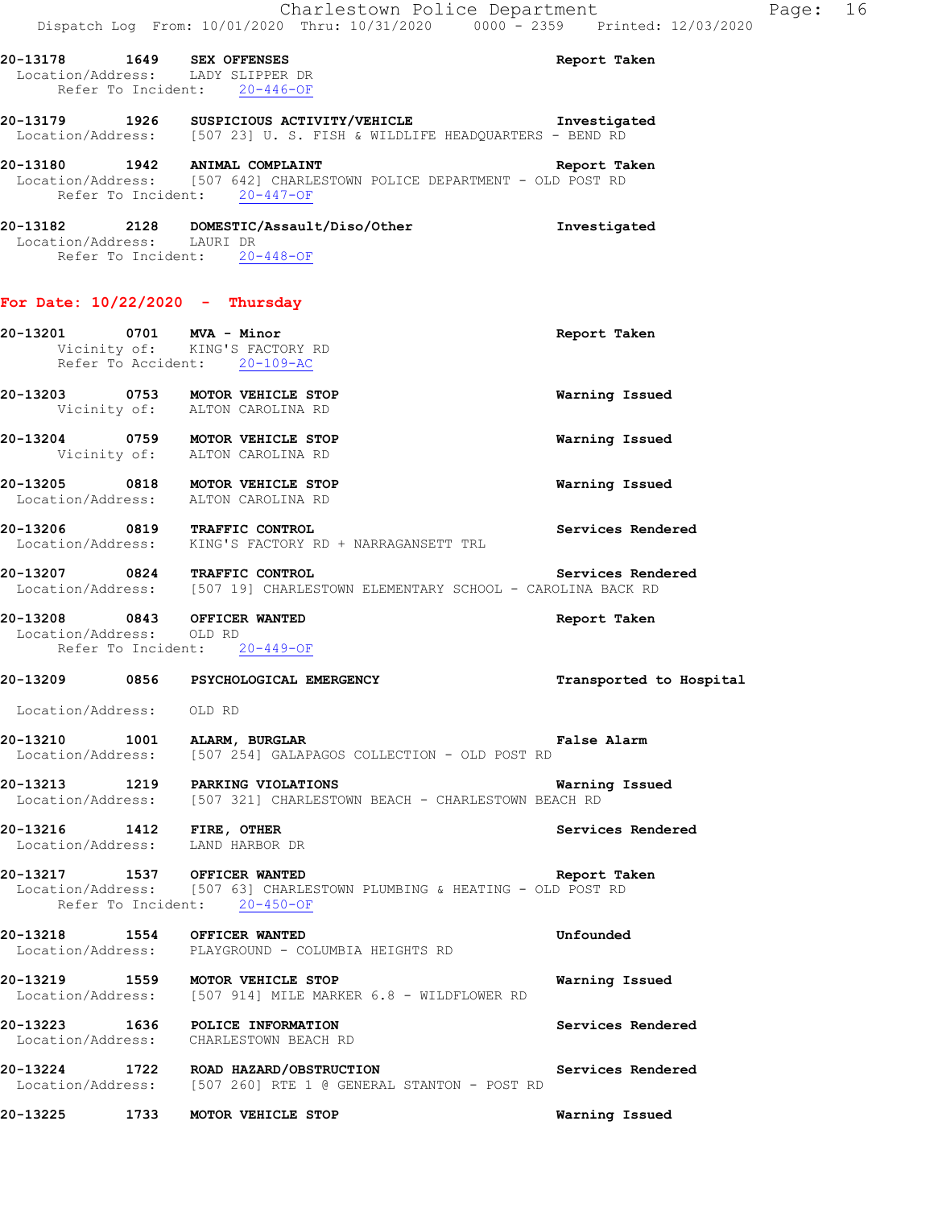20-13178 1649 **SEX OFFENSES** **Report Taken**
Location/Address: LADY SLIPPER DR
Refer To Incident: 20-446-OF

20-13179 1926 **SUSPICIOUS ACTIVITY/VEHICLE** **Investigated**
Location/Address: [507 23] U. S. FISH & WILDLIFE HEADQUARTERS - BEND RD

20-13180 1942 **ANIMAL COMPLAINT** **Report Taken**
Location/Address: [507 642] CHARLESTOWN POLICE DEPARTMENT - OLD POST RD
Refer To Incident: 20-447-OF

20-13182 2128 **DOMESTIC/Assault/Diso/Other** **Investigated**
Location/Address: LAURI DR
Refer To Incident: 20-448-OF

**For Date: 10/22/2020 - Thursday**

20-13201 0701 **MVA - Minor** **Report Taken**
Vicinity of: KING'S FACTORY RD
Refer To Accident: 20-109-AC

20-13203 0753 **MOTOR VEHICLE STOP** **Warning Issued**
Vicinity of: ALTON CAROLINA RD

20-13204 0759 **MOTOR VEHICLE STOP** **Warning Issued**
Vicinity of: ALTON CAROLINA RD

20-13205 0818 **MOTOR VEHICLE STOP** **Warning Issued**
Location/Address: ALTON CAROLINA RD

20-13206 0819 **TRAFFIC CONTROL** **Services Rendered**
Location/Address: KING'S FACTORY RD + NARRAGANSETT TRL

20-13207 0824 **TRAFFIC CONTROL** **Services Rendered**
Location/Address: [507 19] CHARLESTOWN ELEMENTARY SCHOOL - CAROLINA BACK RD

20-13208 0843 **OFFICER WANTED** **Report Taken**
Location/Address: OLD RD
Refer To Incident: 20-449-OF

20-13209 0856 **PSYCHOLOGICAL EMERGENCY** **Transported to Hospital**
Location/Address: OLD RD

20-13210 1001 **ALARM, BURGLAR** **False Alarm**
Location/Address: [507 254] GALAPAGOS COLLECTION - OLD POST RD

20-13213 1219 **PARKING VIOLATIONS** **Warning Issued**
Location/Address: [507 321] CHARLESTOWN BEACH - CHARLESTOWN BEACH RD

20-13216 1412 **FIRE, OTHER** **Services Rendered**
Location/Address: LAND HARBOR DR

20-13217 1537 **OFFICER WANTED** **Report Taken**
Location/Address: [507 63] CHARLESTOWN PLUMBING & HEATING - OLD POST RD
Refer To Incident: 20-450-OF

20-13218 1554 **OFFICER WANTED** **Unfounded**
Location/Address: PLAYGROUND - COLUMBIA HEIGHTS RD

20-13219 1559 **MOTOR VEHICLE STOP** **Warning Issued**
Location/Address: [507 914] MILE MARKER 6.8 - WILDFLOWER RD

20-13223 1636 **POLICE INFORMATION** **Services Rendered**
Location/Address: CHARLESTOWN BEACH RD

20-13224 1722 **ROAD HAZARD/OBSTRUCTION** **Services Rendered**
Location/Address: [507 260] RTE 1 @ GENERAL STANTON - POST RD

20-13225 1733 **MOTOR VEHICLE STOP** **Warning Issued**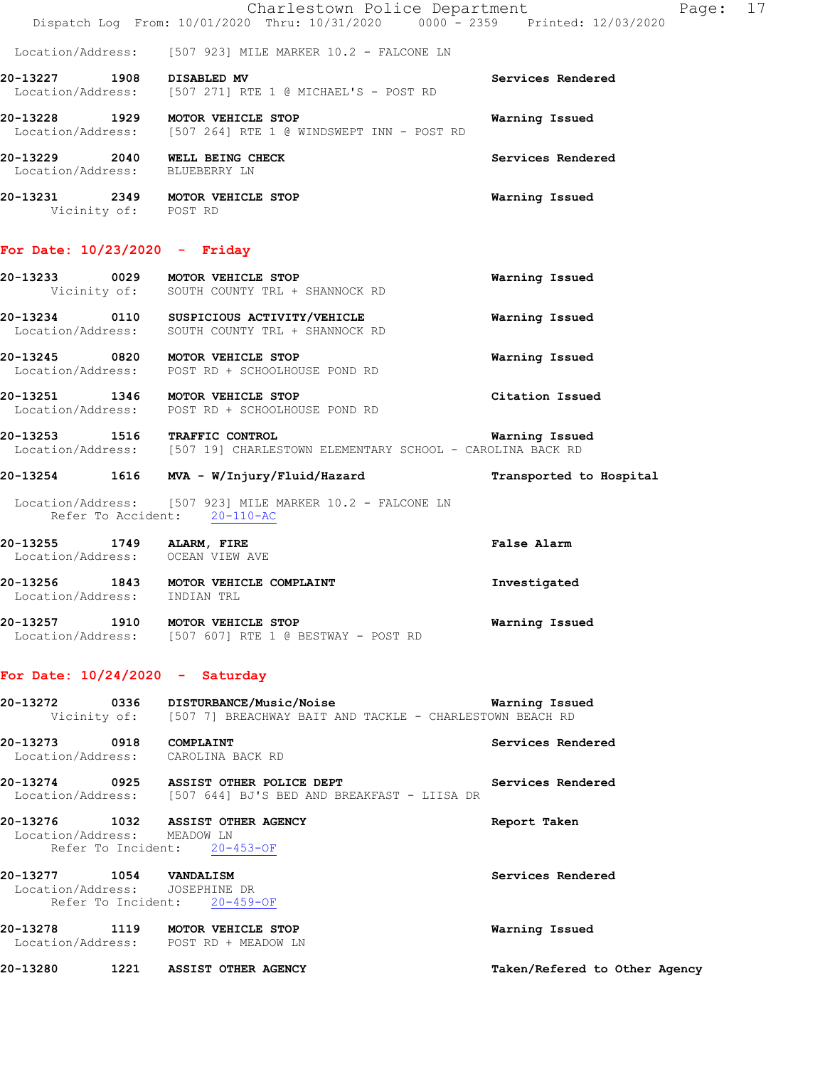Location/Address: [507 923] MILE MARKER 10.2 - FALCONE LN

**20-13227 1908 DISABLED MV** — **Services Rendered**
Location/Address: [507 271] RTE 1 @ MICHAEL'S - POST RD

**20-13228 1929 MOTOR VEHICLE STOP** — **Warning Issued**
Location/Address: [507 264] RTE 1 @ WINDSWEPT INN - POST RD

**20-13229 2040 WELL BEING CHECK** — **Services Rendered**
Location/Address: BLUEBERRY LN

**20-13231 2349 MOTOR VEHICLE STOP** — **Warning Issued**
Vicinity of: POST RD

## For Date: 10/23/2020 - Friday

**20-13233 0029 MOTOR VEHICLE STOP** — **Warning Issued**
Vicinity of: SOUTH COUNTY TRL + SHANNOCK RD

**20-13234 0110 SUSPICIOUS ACTIVITY/VEHICLE** — **Warning Issued**
Location/Address: SOUTH COUNTY TRL + SHANNOCK RD

**20-13245 0820 MOTOR VEHICLE STOP** — **Warning Issued**
Location/Address: POST RD + SCHOOLHOUSE POND RD

**20-13251 1346 MOTOR VEHICLE STOP** — **Citation Issued**
Location/Address: POST RD + SCHOOLHOUSE POND RD

**20-13253 1516 TRAFFIC CONTROL** — **Warning Issued**
Location/Address: [507 19] CHARLESTOWN ELEMENTARY SCHOOL - CAROLINA BACK RD

**20-13254 1616 MVA - W/Injury/Fluid/Hazard** — **Transported to Hospital**
Location/Address: [507 923] MILE MARKER 10.2 - FALCONE LN
Refer To Accident: 20-110-AC

**20-13255 1749 ALARM, FIRE** — **False Alarm**
Location/Address: OCEAN VIEW AVE

**20-13256 1843 MOTOR VEHICLE COMPLAINT** — **Investigated**
Location/Address: INDIAN TRL

**20-13257 1910 MOTOR VEHICLE STOP** — **Warning Issued**
Location/Address: [507 607] RTE 1 @ BESTWAY - POST RD

## For Date: 10/24/2020 - Saturday

**20-13272 0336 DISTURBANCE/Music/Noise** — **Warning Issued**
Vicinity of: [507 7] BREACHWAY BAIT AND TACKLE - CHARLESTOWN BEACH RD

**20-13273 0918 COMPLAINT** — **Services Rendered**
Location/Address: CAROLINA BACK RD

**20-13274 0925 ASSIST OTHER POLICE DEPT** — **Services Rendered**
Location/Address: [507 644] BJ'S BED AND BREAKFAST - LIISA DR

**20-13276 1032 ASSIST OTHER AGENCY** — **Report Taken**
Location/Address: MEADOW LN
Refer To Incident: 20-453-OF

**20-13277 1054 VANDALISM** — **Services Rendered**
Location/Address: JOSEPHINE DR
Refer To Incident: 20-459-OF

**20-13278 1119 MOTOR VEHICLE STOP** — **Warning Issued**
Location/Address: POST RD + MEADOW LN

**20-13280 1221 ASSIST OTHER AGENCY** — **Taken/Refered to Other Agency**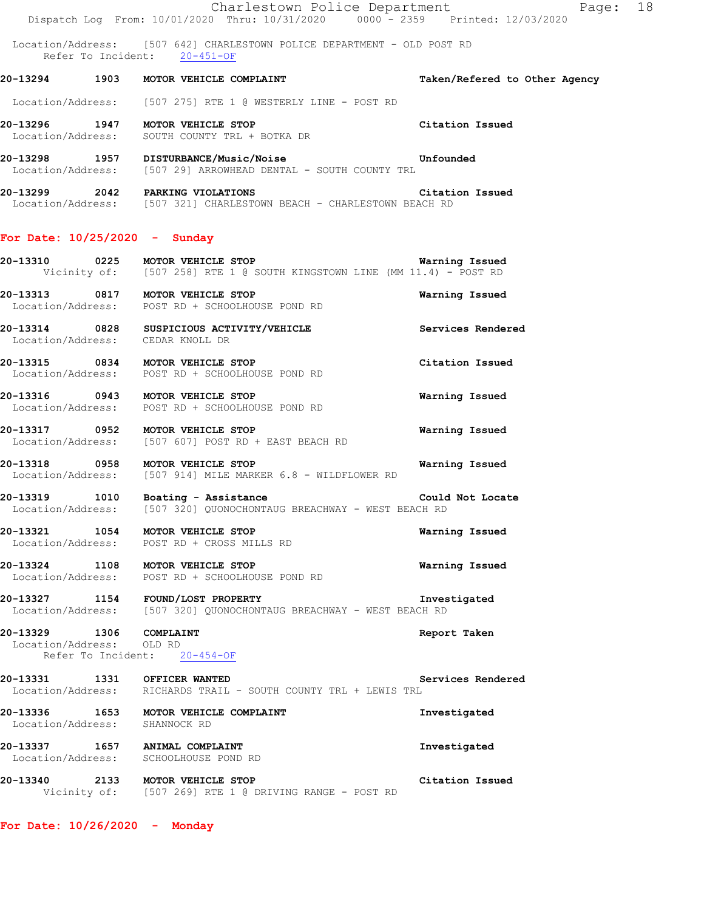Location/Address: [507 642] CHARLESTOWN POLICE DEPARTMENT - OLD POST RD
Refer To Incident: 20-451-OF

**20-13294 1903 MOTOR VEHICLE COMPLAINT** Taken/Refered to Other Agency
Location/Address: [507 275] RTE 1 @ WESTERLY LINE - POST RD

**20-13296 1947 MOTOR VEHICLE STOP** Citation Issued
Location/Address: SOUTH COUNTY TRL + BOTKA DR

**20-13298 1957 DISTURBANCE/Music/Noise** Unfounded
Location/Address: [507 29] ARROWHEAD DENTAL - SOUTH COUNTY TRL

**20-13299 2042 PARKING VIOLATIONS** Citation Issued
Location/Address: [507 321] CHARLESTOWN BEACH - CHARLESTOWN BEACH RD

## For Date: 10/25/2020 - Sunday

**20-13310 0225 MOTOR VEHICLE STOP** Warning Issued
Vicinity of: [507 258] RTE 1 @ SOUTH KINGSTOWN LINE (MM 11.4) - POST RD

**20-13313 0817 MOTOR VEHICLE STOP** Warning Issued
Location/Address: POST RD + SCHOOLHOUSE POND RD

**20-13314 0828 SUSPICIOUS ACTIVITY/VEHICLE** Services Rendered
Location/Address: CEDAR KNOLL DR

**20-13315 0834 MOTOR VEHICLE STOP** Citation Issued
Location/Address: POST RD + SCHOOLHOUSE POND RD

**20-13316 0943 MOTOR VEHICLE STOP** Warning Issued
Location/Address: POST RD + SCHOOLHOUSE POND RD

**20-13317 0952 MOTOR VEHICLE STOP** Warning Issued
Location/Address: [507 607] POST RD + EAST BEACH RD

**20-13318 0958 MOTOR VEHICLE STOP** Warning Issued
Location/Address: [507 914] MILE MARKER 6.8 - WILDFLOWER RD

**20-13319 1010 Boating - Assistance** Could Not Locate
Location/Address: [507 320] QUONOCHONTAUG BREACHWAY - WEST BEACH RD

**20-13321 1054 MOTOR VEHICLE STOP** Warning Issued
Location/Address: POST RD + CROSS MILLS RD

**20-13324 1108 MOTOR VEHICLE STOP** Warning Issued
Location/Address: POST RD + SCHOOLHOUSE POND RD

**20-13327 1154 FOUND/LOST PROPERTY** Investigated
Location/Address: [507 320] QUONOCHONTAUG BREACHWAY - WEST BEACH RD

**20-13329 1306 COMPLAINT** Report Taken
Location/Address: OLD RD
Refer To Incident: 20-454-OF

**20-13331 1331 OFFICER WANTED** Services Rendered
Location/Address: RICHARDS TRAIL - SOUTH COUNTY TRL + LEWIS TRL

**20-13336 1653 MOTOR VEHICLE COMPLAINT** Investigated
Location/Address: SHANNOCK RD

**20-13337 1657 ANIMAL COMPLAINT** Investigated
Location/Address: SCHOOLHOUSE POND RD

**20-13340 2133 MOTOR VEHICLE STOP** Citation Issued
Vicinity of: [507 269] RTE 1 @ DRIVING RANGE - POST RD

## For Date: 10/26/2020 - Monday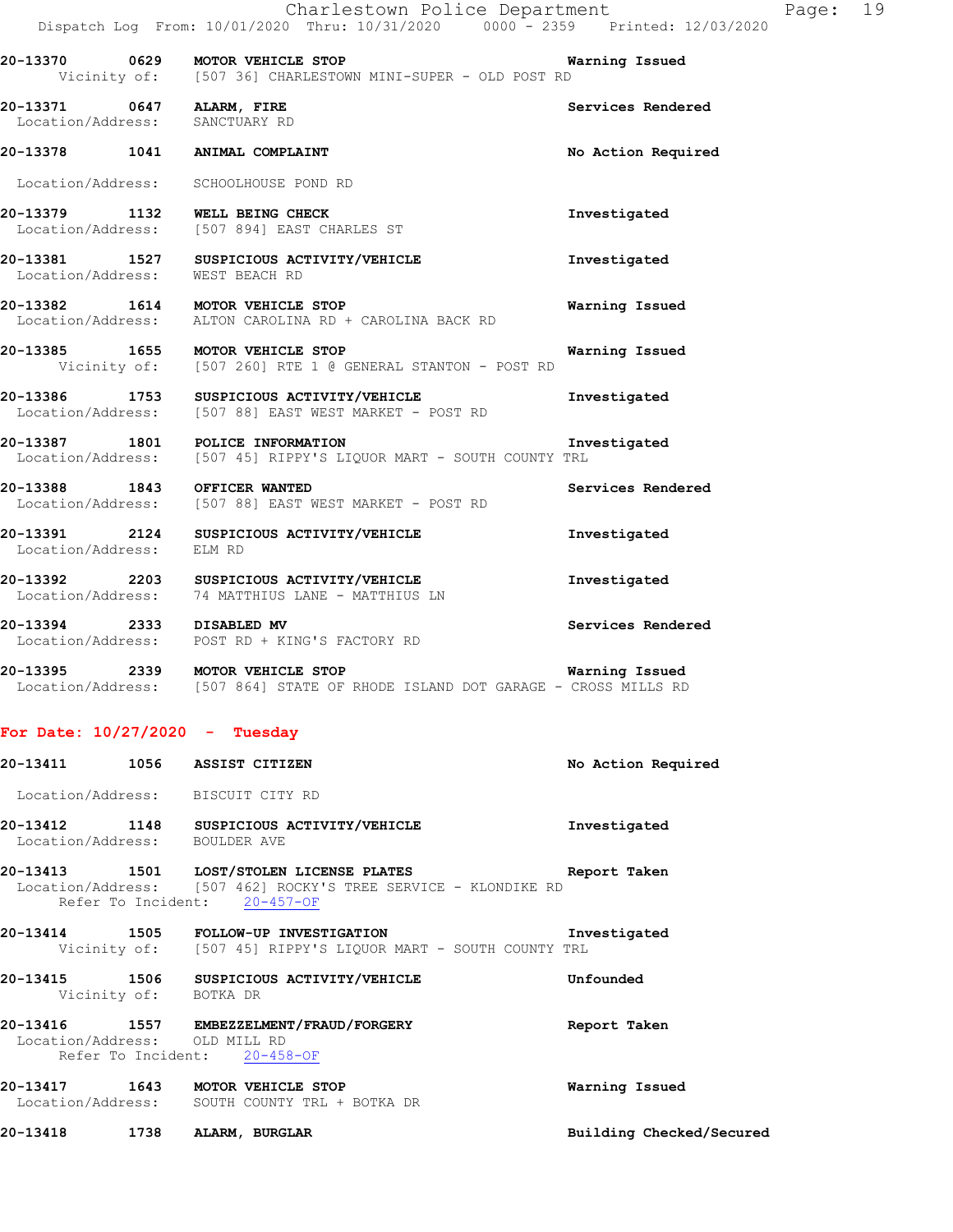**20-13370 0629 MOTOR VEHICLE STOP** Warning Issued
Vicinity of: [507 36] CHARLESTOWN MINI-SUPER - OLD POST RD

**20-13371 0647 ALARM, FIRE** Services Rendered
Location/Address: SANCTUARY RD

**20-13378 1041 ANIMAL COMPLAINT** No Action Required
Location/Address: SCHOOLHOUSE POND RD

**20-13379 1132 WELL BEING CHECK** Investigated
Location/Address: [507 894] EAST CHARLES ST

**20-13381 1527 SUSPICIOUS ACTIVITY/VEHICLE** Investigated
Location/Address: WEST BEACH RD

**20-13382 1614 MOTOR VEHICLE STOP** Warning Issued
Location/Address: ALTON CAROLINA RD + CAROLINA BACK RD

**20-13385 1655 MOTOR VEHICLE STOP** Warning Issued
Vicinity of: [507 260] RTE 1 @ GENERAL STANTON - POST RD

**20-13386 1753 SUSPICIOUS ACTIVITY/VEHICLE** Investigated
Location/Address: [507 88] EAST WEST MARKET - POST RD

**20-13387 1801 POLICE INFORMATION** Investigated
Location/Address: [507 45] RIPPY'S LIQUOR MART - SOUTH COUNTY TRL

**20-13388 1843 OFFICER WANTED** Services Rendered
Location/Address: [507 88] EAST WEST MARKET - POST RD

**20-13391 2124 SUSPICIOUS ACTIVITY/VEHICLE** Investigated
Location/Address: ELM RD

**20-13392 2203 SUSPICIOUS ACTIVITY/VEHICLE** Investigated
Location/Address: 74 MATTHIUS LANE - MATTHIUS LN

**20-13394 2333 DISABLED MV** Services Rendered
Location/Address: POST RD + KING'S FACTORY RD

**20-13395 2339 MOTOR VEHICLE STOP** Warning Issued
Location/Address: [507 864] STATE OF RHODE ISLAND DOT GARAGE - CROSS MILLS RD

## For Date: 10/27/2020 - Tuesday

**20-13411 1056 ASSIST CITIZEN** No Action Required
Location/Address: BISCUIT CITY RD

**20-13412 1148 SUSPICIOUS ACTIVITY/VEHICLE** Investigated
Location/Address: BOULDER AVE

**20-13413 1501 LOST/STOLEN LICENSE PLATES** Report Taken
Location/Address: [507 462] ROCKY'S TREE SERVICE - KLONDIKE RD
Refer To Incident: 20-457-OF

**20-13414 1505 FOLLOW-UP INVESTIGATION** Investigated
Vicinity of: [507 45] RIPPY'S LIQUOR MART - SOUTH COUNTY TRL

**20-13415 1506 SUSPICIOUS ACTIVITY/VEHICLE** Unfounded
Vicinity of: BOTKA DR

**20-13416 1557 EMBEZZELMENT/FRAUD/FORGERY** Report Taken
Location/Address: OLD MILL RD
Refer To Incident: 20-458-OF

**20-13417 1643 MOTOR VEHICLE STOP** Warning Issued
Location/Address: SOUTH COUNTY TRL + BOTKA DR

**20-13418 1738 ALARM, BURGLAR** Building Checked/Secured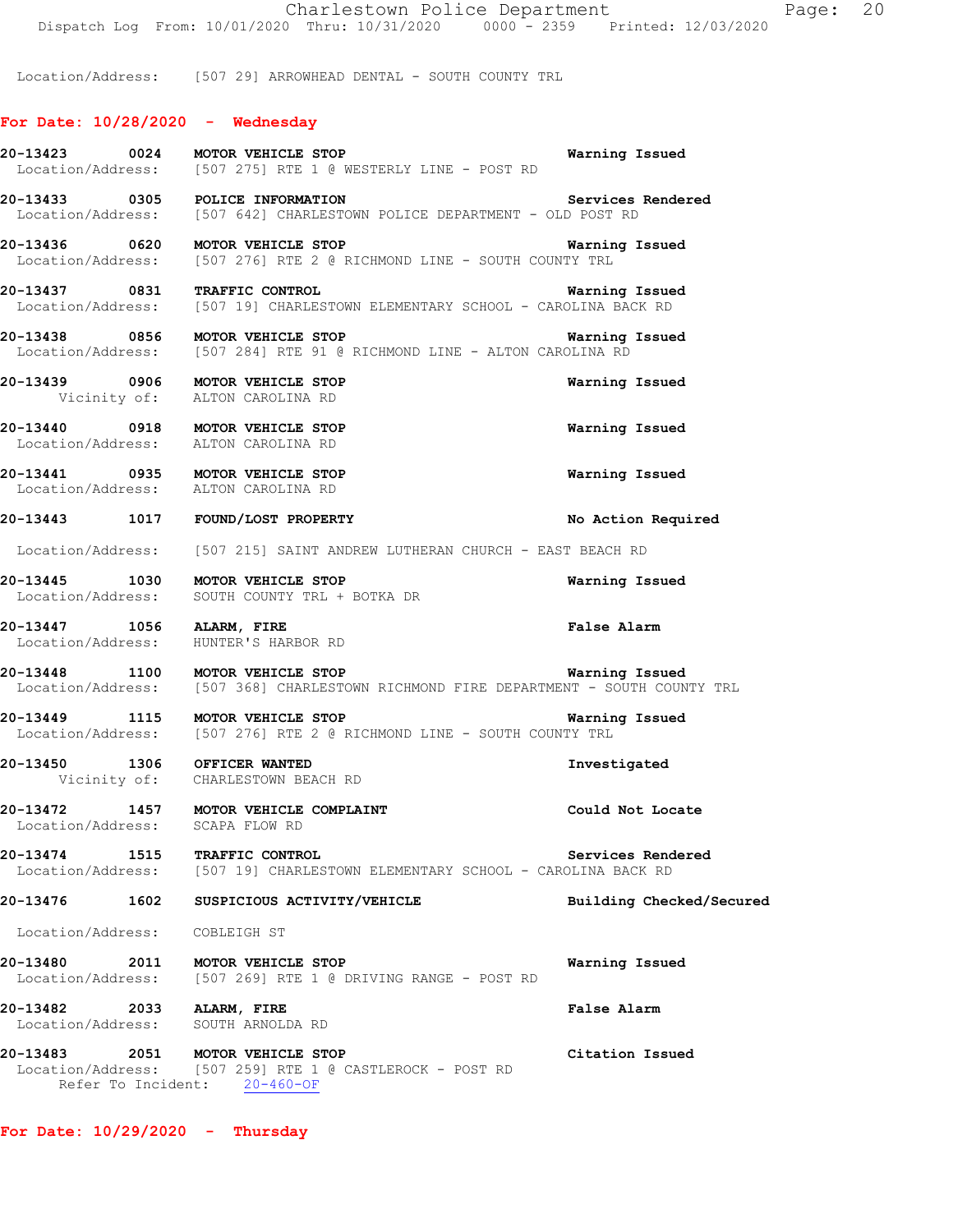Location/Address: [507 29] ARROWHEAD DENTAL - SOUTH COUNTY TRL

## For Date: 10/28/2020 - Wednesday

**20-13423 0024 MOTOR VEHICLE STOP** — Warning Issued
Location/Address: [507 275] RTE 1 @ WESTERLY LINE - POST RD

**20-13433 0305 POLICE INFORMATION** — Services Rendered
Location/Address: [507 642] CHARLESTOWN POLICE DEPARTMENT - OLD POST RD

**20-13436 0620 MOTOR VEHICLE STOP** — Warning Issued
Location/Address: [507 276] RTE 2 @ RICHMOND LINE - SOUTH COUNTY TRL

**20-13437 0831 TRAFFIC CONTROL** — Warning Issued
Location/Address: [507 19] CHARLESTOWN ELEMENTARY SCHOOL - CAROLINA BACK RD

**20-13438 0856 MOTOR VEHICLE STOP** — Warning Issued
Location/Address: [507 284] RTE 91 @ RICHMOND LINE - ALTON CAROLINA RD

**20-13439 0906 MOTOR VEHICLE STOP** — Warning Issued
Vicinity of: ALTON CAROLINA RD

**20-13440 0918 MOTOR VEHICLE STOP** — Warning Issued
Location/Address: ALTON CAROLINA RD

**20-13441 0935 MOTOR VEHICLE STOP** — Warning Issued
Location/Address: ALTON CAROLINA RD

**20-13443 1017 FOUND/LOST PROPERTY** — No Action Required
Location/Address: [507 215] SAINT ANDREW LUTHERAN CHURCH - EAST BEACH RD

**20-13445 1030 MOTOR VEHICLE STOP** — Warning Issued
Location/Address: SOUTH COUNTY TRL + BOTKA DR

**20-13447 1056 ALARM, FIRE** — False Alarm
Location/Address: HUNTER'S HARBOR RD

**20-13448 1100 MOTOR VEHICLE STOP** — Warning Issued
Location/Address: [507 368] CHARLESTOWN RICHMOND FIRE DEPARTMENT - SOUTH COUNTY TRL

**20-13449 1115 MOTOR VEHICLE STOP** — Warning Issued
Location/Address: [507 276] RTE 2 @ RICHMOND LINE - SOUTH COUNTY TRL

**20-13450 1306 OFFICER WANTED** — Investigated
Vicinity of: CHARLESTOWN BEACH RD

**20-13472 1457 MOTOR VEHICLE COMPLAINT** — Could Not Locate
Location/Address: SCAPA FLOW RD

**20-13474 1515 TRAFFIC CONTROL** — Services Rendered
Location/Address: [507 19] CHARLESTOWN ELEMENTARY SCHOOL - CAROLINA BACK RD

**20-13476 1602 SUSPICIOUS ACTIVITY/VEHICLE** — Building Checked/Secured
Location/Address: COBLEIGH ST

**20-13480 2011 MOTOR VEHICLE STOP** — Warning Issued
Location/Address: [507 269] RTE 1 @ DRIVING RANGE - POST RD

**20-13482 2033 ALARM, FIRE** — False Alarm
Location/Address: SOUTH ARNOLDA RD

**20-13483 2051 MOTOR VEHICLE STOP** — Citation Issued
Location/Address: [507 259] RTE 1 @ CASTLEROCK - POST RD
Refer To Incident: 20-460-OF

## For Date: 10/29/2020 - Thursday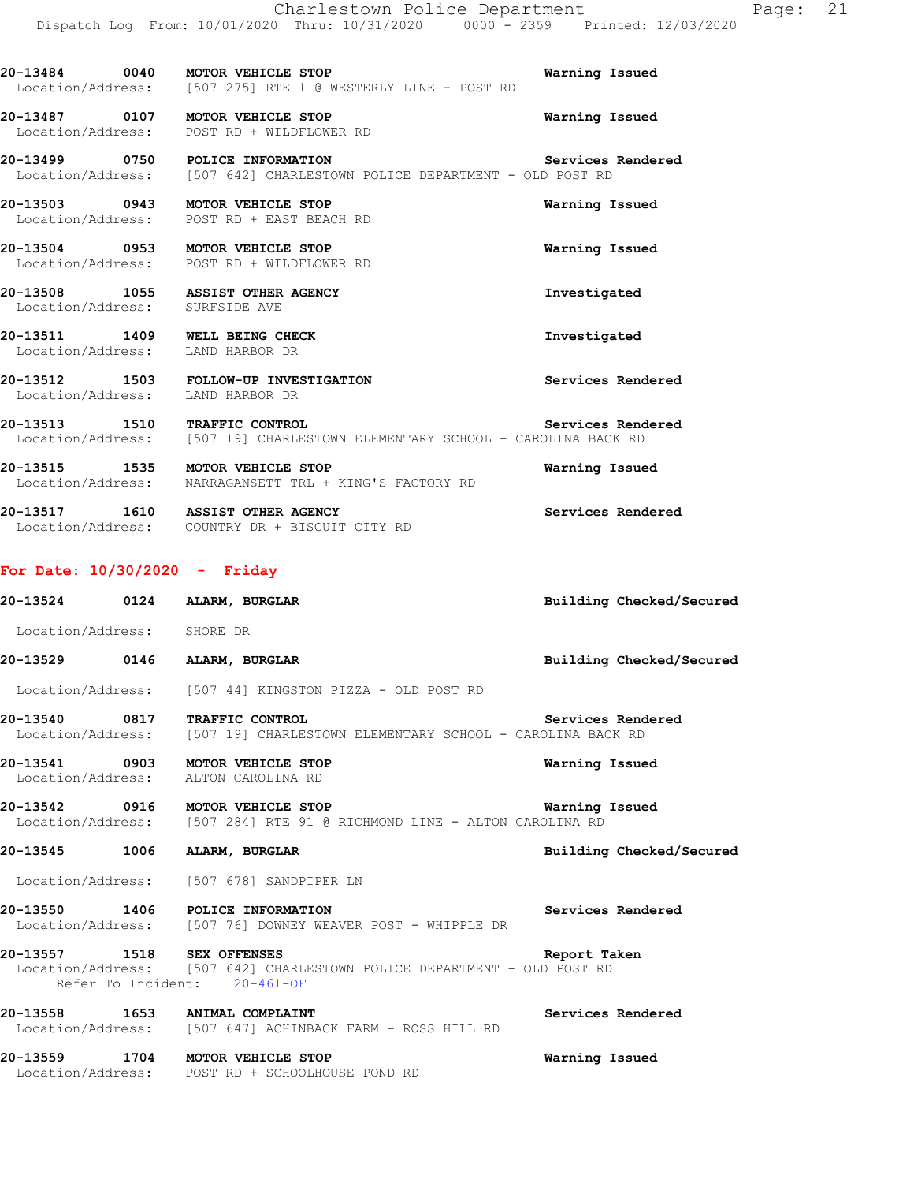**20-13484** **0040** **MOTOR VEHICLE STOP** **Warning Issued**
Location/Address: [507 275] RTE 1 @ WESTERLY LINE - POST RD

**20-13487** **0107** **MOTOR VEHICLE STOP** **Warning Issued**
Location/Address: POST RD + WILDFLOWER RD

**20-13499** **0750** **POLICE INFORMATION** **Services Rendered**
Location/Address: [507 642] CHARLESTOWN POLICE DEPARTMENT - OLD POST RD

**20-13503** **0943** **MOTOR VEHICLE STOP** **Warning Issued**
Location/Address: POST RD + EAST BEACH RD

**20-13504** **0953** **MOTOR VEHICLE STOP** **Warning Issued**
Location/Address: POST RD + WILDFLOWER RD

**20-13508** **1055** **ASSIST OTHER AGENCY** **Investigated**
Location/Address: SURFSIDE AVE

**20-13511** **1409** **WELL BEING CHECK** **Investigated**
Location/Address: LAND HARBOR DR

**20-13512** **1503** **FOLLOW-UP INVESTIGATION** **Services Rendered**
Location/Address: LAND HARBOR DR

**20-13513** **1510** **TRAFFIC CONTROL** **Services Rendered**
Location/Address: [507 19] CHARLESTOWN ELEMENTARY SCHOOL - CAROLINA BACK RD

**20-13515** **1535** **MOTOR VEHICLE STOP** **Warning Issued**
Location/Address: NARRAGANSETT TRL + KING'S FACTORY RD

**20-13517** **1610** **ASSIST OTHER AGENCY** **Services Rendered**
Location/Address: COUNTRY DR + BISCUIT CITY RD

## For Date: 10/30/2020 - Friday

**20-13524** **0124** **ALARM, BURGLAR** **Building Checked/Secured**
Location/Address: SHORE DR

**20-13529** **0146** **ALARM, BURGLAR** **Building Checked/Secured**
Location/Address: [507 44] KINGSTON PIZZA - OLD POST RD

**20-13540** **0817** **TRAFFIC CONTROL** **Services Rendered**
Location/Address: [507 19] CHARLESTOWN ELEMENTARY SCHOOL - CAROLINA BACK RD

**20-13541** **0903** **MOTOR VEHICLE STOP** **Warning Issued**
Location/Address: ALTON CAROLINA RD

**20-13542** **0916** **MOTOR VEHICLE STOP** **Warning Issued**
Location/Address: [507 284] RTE 91 @ RICHMOND LINE - ALTON CAROLINA RD

**20-13545** **1006** **ALARM, BURGLAR** **Building Checked/Secured**
Location/Address: [507 678] SANDPIPER LN

**20-13550** **1406** **POLICE INFORMATION** **Services Rendered**
Location/Address: [507 76] DOWNEY WEAVER POST - WHIPPLE DR

**20-13557** **1518** **SEX OFFENSES** **Report Taken**
Location/Address: [507 642] CHARLESTOWN POLICE DEPARTMENT - OLD POST RD
Refer To Incident: 20-461-OF

**20-13558** **1653** **ANIMAL COMPLAINT** **Services Rendered**
Location/Address: [507 647] ACHINBACK FARM - ROSS HILL RD

**20-13559** **1704** **MOTOR VEHICLE STOP** **Warning Issued**
Location/Address: POST RD + SCHOOLHOUSE POND RD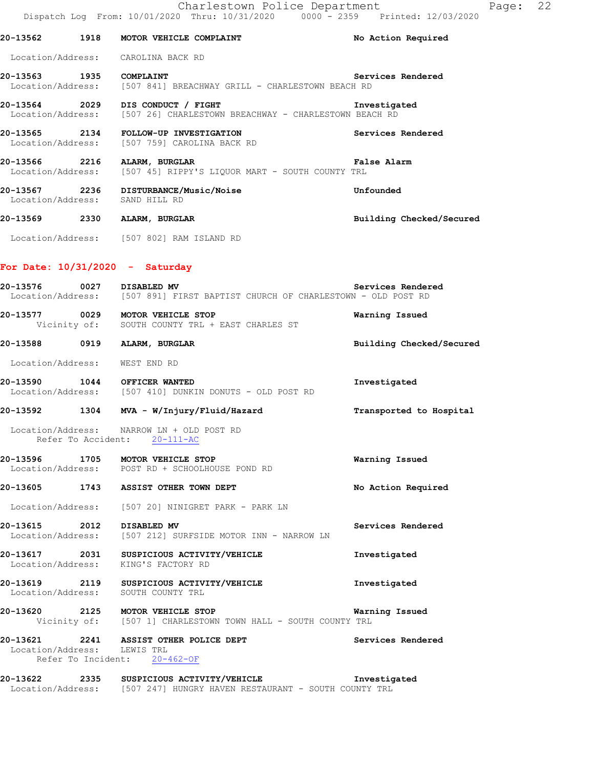**20-13562 1918 MOTOR VEHICLE COMPLAINT** — **No Action Required**
Location/Address: CAROLINA BACK RD

**20-13563 1935 COMPLAINT** — **Services Rendered**
Location/Address: [507 841] BREACHWAY GRILL - CHARLESTOWN BEACH RD

**20-13564 2029 DIS CONDUCT / FIGHT** — **Investigated**
Location/Address: [507 26] CHARLESTOWN BREACHWAY - CHARLESTOWN BEACH RD

**20-13565 2134 FOLLOW-UP INVESTIGATION** — **Services Rendered**
Location/Address: [507 759] CAROLINA BACK RD

**20-13566 2216 ALARM, BURGLAR** — **False Alarm**
Location/Address: [507 45] RIPPY'S LIQUOR MART - SOUTH COUNTY TRL

**20-13567 2236 DISTURBANCE/Music/Noise** — **Unfounded**
Location/Address: SAND HILL RD

**20-13569 2330 ALARM, BURGLAR** — **Building Checked/Secured**
Location/Address: [507 802] RAM ISLAND RD

## For Date: 10/31/2020 - Saturday

**20-13576 0027 DISABLED MV** — **Services Rendered**
Location/Address: [507 891] FIRST BAPTIST CHURCH OF CHARLESTOWN - OLD POST RD

**20-13577 0029 MOTOR VEHICLE STOP** — **Warning Issued**
Vicinity of: SOUTH COUNTY TRL + EAST CHARLES ST

**20-13588 0919 ALARM, BURGLAR** — **Building Checked/Secured**
Location/Address: WEST END RD

**20-13590 1044 OFFICER WANTED** — **Investigated**
Location/Address: [507 410] DUNKIN DONUTS - OLD POST RD

**20-13592 1304 MVA - W/Injury/Fluid/Hazard** — **Transported to Hospital**
Location/Address: NARROW LN + OLD POST RD
Refer To Accident: 20-111-AC

**20-13596 1705 MOTOR VEHICLE STOP** — **Warning Issued**
Location/Address: POST RD + SCHOOLHOUSE POND RD

**20-13605 1743 ASSIST OTHER TOWN DEPT** — **No Action Required**
Location/Address: [507 20] NINIGRET PARK - PARK LN

**20-13615 2012 DISABLED MV** — **Services Rendered**
Location/Address: [507 212] SURFSIDE MOTOR INN - NARROW LN

**20-13617 2031 SUSPICIOUS ACTIVITY/VEHICLE** — **Investigated**
Location/Address: KING'S FACTORY RD

**20-13619 2119 SUSPICIOUS ACTIVITY/VEHICLE** — **Investigated**
Location/Address: SOUTH COUNTY TRL

**20-13620 2125 MOTOR VEHICLE STOP** — **Warning Issued**
Vicinity of: [507 1] CHARLESTOWN TOWN HALL - SOUTH COUNTY TRL

**20-13621 2241 ASSIST OTHER POLICE DEPT** — **Services Rendered**
Location/Address: LEWIS TRL
Refer To Incident: 20-462-OF

**20-13622 2335 SUSPICIOUS ACTIVITY/VEHICLE** — **Investigated**
Location/Address: [507 247] HUNGRY HAVEN RESTAURANT - SOUTH COUNTY TRL